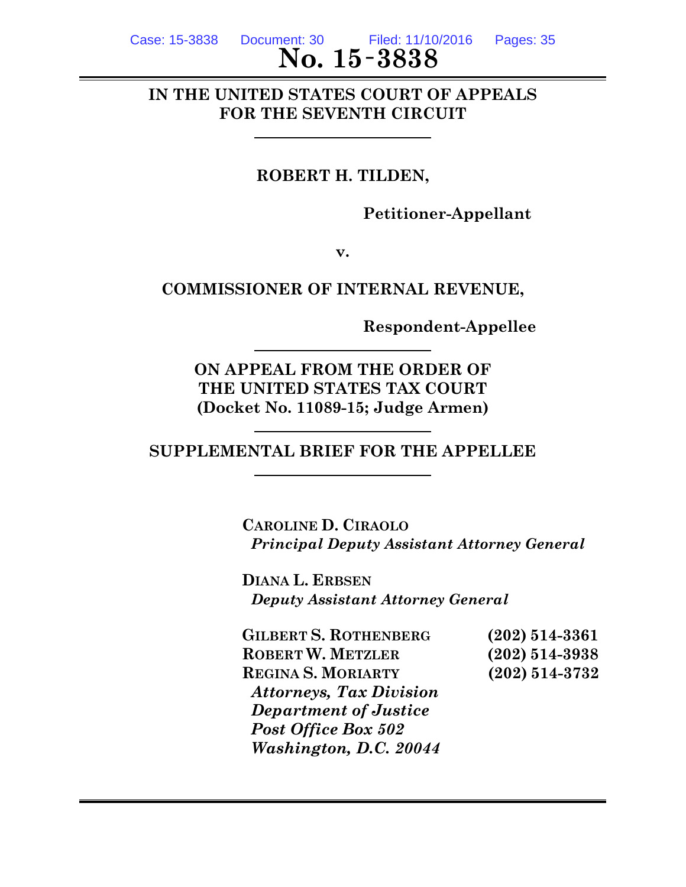**No. 15-3838**

**IN THE UNITED STATES COURT OF APPEALS FOR THE SEVENTH CIRCUIT**

---

**ROBERT H. TILDEN,**

**Petitioner-Appellant**

**v.**

**COMMISSIONER OF INTERNAL REVENUE,**

**Respondent-Appellee**

---

**ON APPEAL FROM THE ORDER OF THE UNITED STATES TAX COURT (Docket No. 11089-15; Judge Armen)**

---

# SUPPLEMENTAL BRIEF FOR THE APPELLEE

---

**CAROLINE D. CIRAOLO**
*Principal Deputy Assistant Attorney General*

**DIANA L. ERBSEN**
*Deputy Assistant Attorney General*

**GILBERT S. ROTHENBERG** **(202) 514-3361**
**ROBERT W. METZLER** **(202) 514-3938**
**REGINA S. MORIARTY** **(202) 514-3732**
*Attorneys, Tax Division*
*Department of Justice*
*Post Office Box 502*
*Washington, D.C. 20044*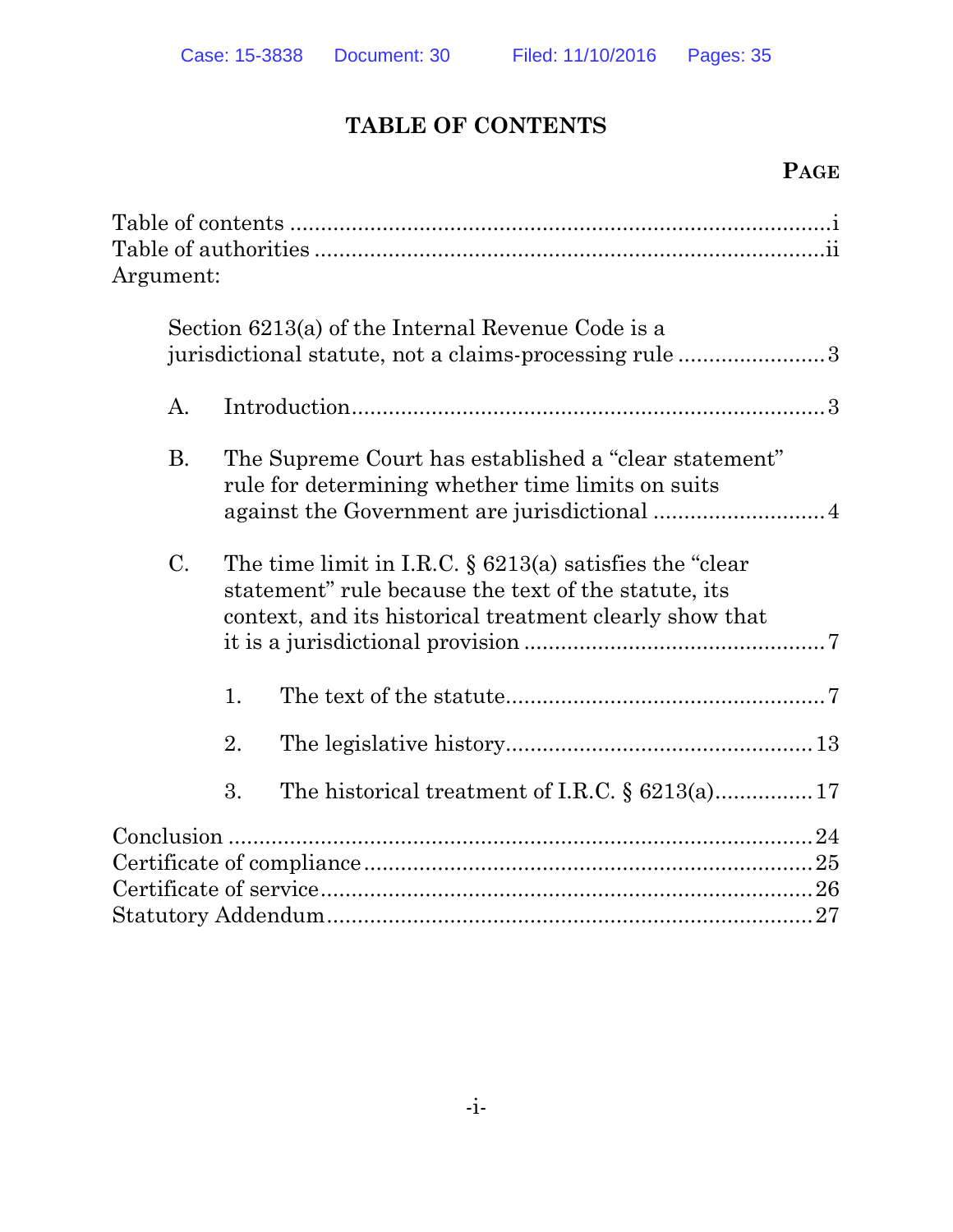# TABLE OF CONTENTS

**PAGE**

Table of contents ....................................................................................i
Table of authorities ..................................................................................ii
Argument:

Section 6213(a) of the Internal Revenue Code is a jurisdictional statute, not a claims-processing rule ........................3

A. Introduction..............................................................................3

B. The Supreme Court has established a "clear statement" rule for determining whether time limits on suits against the Government are jurisdictional ............................4

C. The time limit in I.R.C. § 6213(a) satisfies the "clear statement" rule because the text of the statute, its context, and its historical treatment clearly show that it is a jurisdictional provision ................................................7

1. The text of the statute....................................................7

2. The legislative history.................................................13

3. The historical treatment of I.R.C. § 6213(a)................17

Conclusion ..............................................................................................24
Certificate of compliance ........................................................................25
Certificate of service................................................................................26
Statutory Addendum...............................................................................27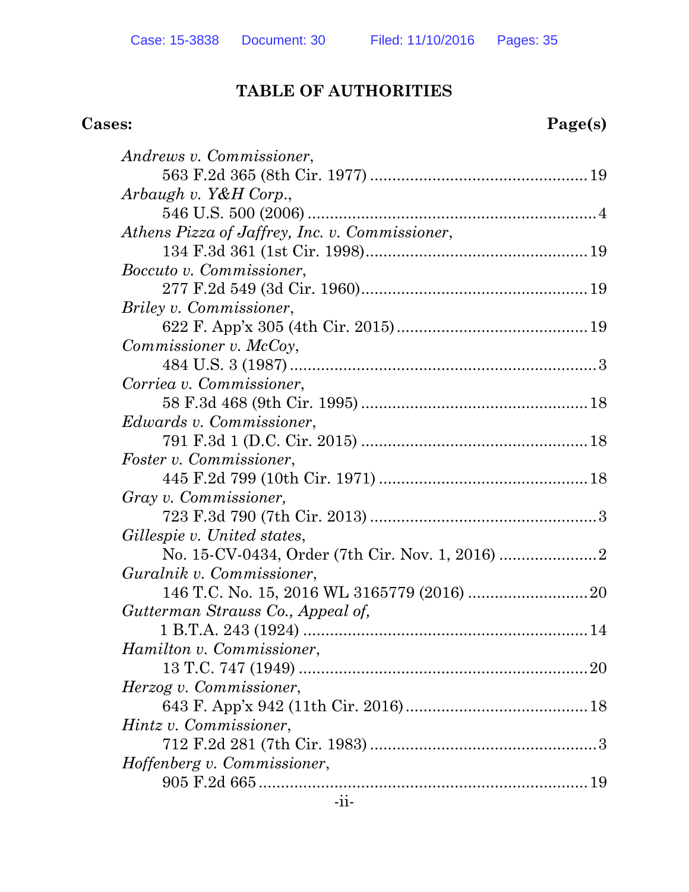## TABLE OF AUTHORITIES

**Cases:** **Page(s)**

*Andrews v. Commissioner*,
563 F.2d 365 (8th Cir. 1977) .............................................. 19

*Arbaugh v. Y&H Corp.*,
546 U.S. 500 (2006) .............................................................. 4

*Athens Pizza of Jaffrey, Inc. v. Commissioner*,
134 F.3d 361 (1st Cir. 1998)................................................ 19

*Boccuto v. Commissioner*,
277 F.2d 549 (3d Cir. 1960)................................................. 19

*Briley v. Commissioner*,
622 F. App'x 305 (4th Cir. 2015).......................................... 19

*Commissioner v. McCoy*,
484 U.S. 3 (1987) .................................................................. 3

*Corriea v. Commissioner*,
58 F.3d 468 (9th Cir. 1995) .................................................. 18

*Edwards v. Commissioner*,
791 F.3d 1 (D.C. Cir. 2015) .................................................. 18

*Foster v. Commissioner*,
445 F.2d 799 (10th Cir. 1971) .............................................. 18

*Gray v. Commissioner,*
723 F.3d 790 (7th Cir. 2013) .................................................. 3

*Gillespie v. United states*,
No. 15-CV-0434, Order (7th Cir. Nov. 1, 2016) ...................... 2

*Guralnik v. Commissioner*,
146 T.C. No. 15, 2016 WL 3165779 (2016) ........................... 20

*Gutterman Strauss Co., Appeal of,*
1 B.T.A. 243 (1924) ............................................................... 14

*Hamilton v. Commissioner*,
13 T.C. 747 (1949) ................................................................. 20

*Herzog v. Commissioner*,
643 F. App'x 942 (11th Cir. 2016)......................................... 18

*Hintz v. Commissioner*,
712 F.2d 281 (7th Cir. 1983) .................................................. 3

*Hoffenberg v. Commissioner*,
905 F.2d 665.......................................................................... 19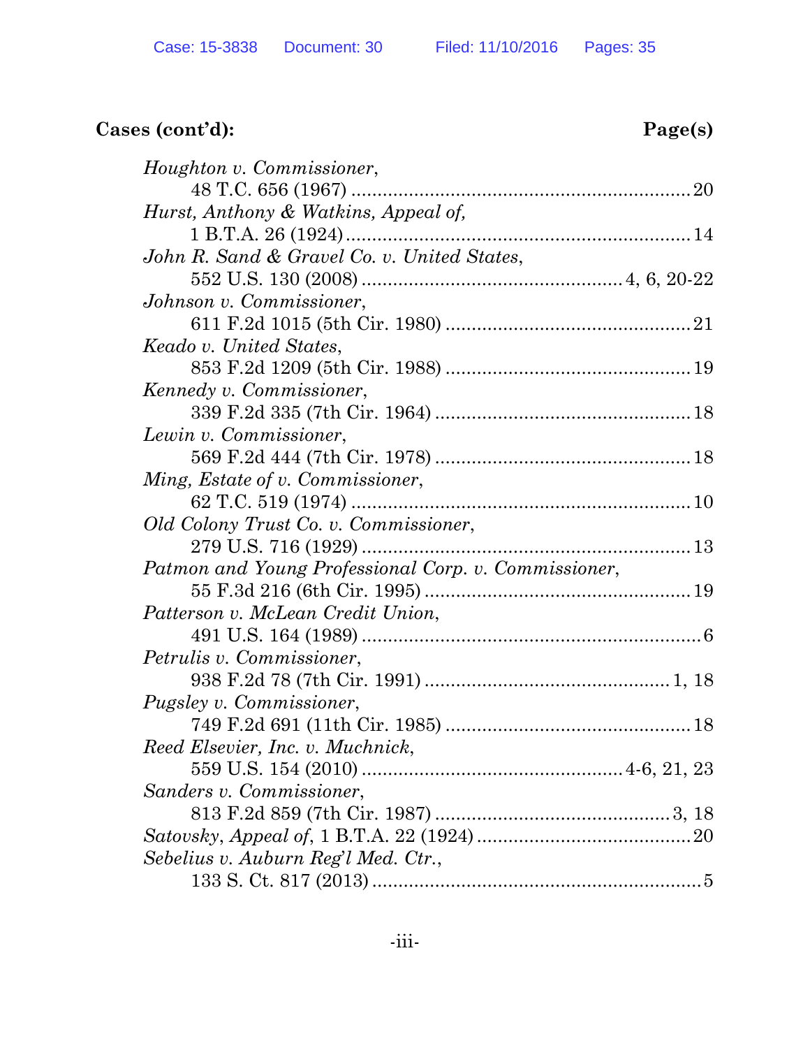**Cases (cont'd):** **Page(s)**

*Houghton v. Commissioner*,
48 T.C. 656 (1967) ................................................................ 20

*Hurst, Anthony & Watkins, Appeal of,*
1 B.T.A. 26 (1924) ................................................................ 14

*John R. Sand & Gravel Co. v. United States*,
552 U.S. 130 (2008) ................................................ 4, 6, 20-22

*Johnson v. Commissioner*,
611 F.2d 1015 (5th Cir. 1980) .............................................. 21

*Keado v. United States*,
853 F.2d 1209 (5th Cir. 1988) .............................................. 19

*Kennedy v. Commissioner*,
339 F.2d 335 (7th Cir. 1964) ................................................ 18

*Lewin v. Commissioner*,
569 F.2d 444 (7th Cir. 1978) ................................................ 18

*Ming, Estate of v. Commissioner*,
62 T.C. 519 (1974) ................................................................ 10

*Old Colony Trust Co. v. Commissioner*,
279 U.S. 716 (1929) .............................................................. 13

*Patmon and Young Professional Corp. v. Commissioner*,
55 F.3d 216 (6th Cir. 1995) .................................................. 19

*Patterson v. McLean Credit Union*,
491 U.S. 164 (1989) ................................................................ 6

*Petrulis v. Commissioner*,
938 F.2d 78 (7th Cir. 1991) .............................................. 1, 18

*Pugsley v. Commissioner*,
749 F.2d 691 (11th Cir. 1985) .............................................. 18

*Reed Elsevier, Inc. v. Muchnick*,
559 U.S. 154 (2010) ................................................ 4-6, 21, 23

*Sanders v. Commissioner*,
813 F.2d 859 (7th Cir. 1987) ............................................ 3, 18

*Satovsky*, *Appeal of*, 1 B.T.A. 22 (1924) ........................................ 20

*Sebelius v. Auburn Reg'l Med. Ctr.*,
133 S. Ct. 817 (2013) .............................................................. 5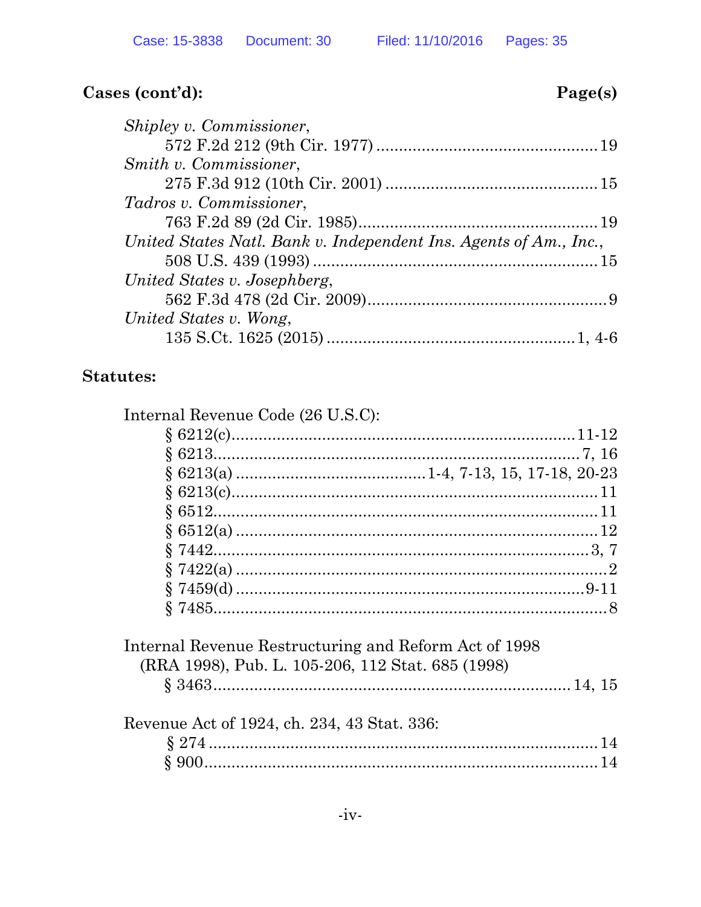**Cases (cont'd):** **Page(s)**

*Shipley v. Commissioner*,
572 F.2d 212 (9th Cir. 1977) ................................................ 19

*Smith v. Commissioner*,
275 F.3d 912 (10th Cir. 2001) .............................................. 15

*Tadros v. Commissioner*,
763 F.2d 89 (2d Cir. 1985).................................................... 19

*United States Natl. Bank v. Independent Ins. Agents of Am., Inc.*,
508 U.S. 439 (1993) .............................................................. 15

*United States v. Josephberg*,
562 F.3d 478 (2d Cir. 2009)..................................................... 9

*United States v. Wong*,
135 S.Ct. 1625 (2015) ...................................................... 1, 4-6

**Statutes:**

Internal Revenue Code (26 U.S.C):
§ 6212(c)........................................................................... 11-12
§ 6213.................................................................................. 7, 16
§ 6213(a) ........................................ 1-4, 7-13, 15, 17-18, 20-23
§ 6213(c)................................................................................. 11
§ 6512..................................................................................... 11
§ 6512(a) ................................................................................ 12
§ 7442.................................................................................... 3, 7
§ 7422(a) .................................................................................. 2
§ 7459(d) ............................................................................. 9-11
§ 7485....................................................................................... 8

Internal Revenue Restructuring and Reform Act of 1998
(RRA 1998), Pub. L. 105-206, 112 Stat. 685 (1998)
§ 3463............................................................................. 14, 15

Revenue Act of 1924, ch. 234, 43 Stat. 336:
§ 274 ...................................................................................... 14
§ 900....................................................................................... 14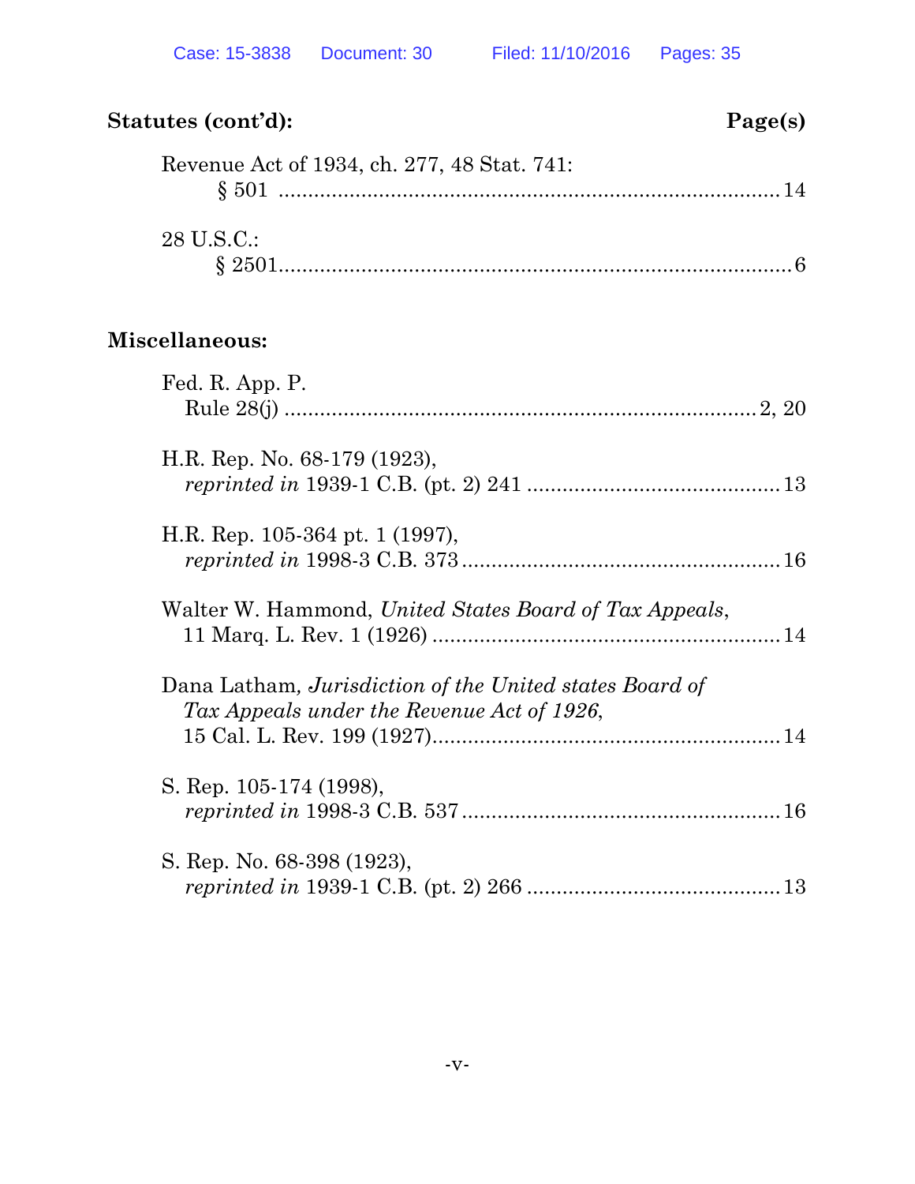**Statutes (cont'd):** **Page(s)**

Revenue Act of 1934, ch. 277, 48 Stat. 741:
§ 501 .................................................................................. 14

28 U.S.C.:
§ 2501..................................................................................... 6

**Miscellaneous:**

Fed. R. App. P.
Rule 28(j) ........................................................................... 2, 20

H.R. Rep. No. 68-179 (1923),
*reprinted in* 1939-1 C.B. (pt. 2) 241 ........................................... 13

H.R. Rep. 105-364 pt. 1 (1997),
*reprinted in* 1998-3 C.B. 373 ..................................................... 16

Walter W. Hammond, *United States Board of Tax Appeals*,
11 Marq. L. Rev. 1 (1926) .......................................................... 14

Dana Latham, *Jurisdiction of the United states Board of Tax Appeals under the Revenue Act of 1926*,
15 Cal. L. Rev. 199 (1927).......................................................... 14

S. Rep. 105-174 (1998),
*reprinted in* 1998-3 C.B. 537 ..................................................... 16

S. Rep. No. 68-398 (1923),
*reprinted in* 1939-1 C.B. (pt. 2) 266 ........................................... 13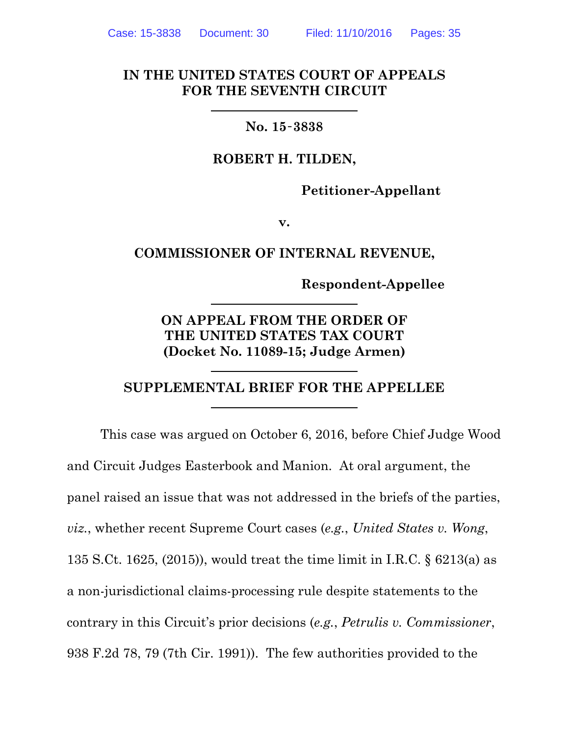**IN THE UNITED STATES COURT OF APPEALS FOR THE SEVENTH CIRCUIT**

**No. 15-3838**

**ROBERT H. TILDEN,**

**Petitioner-Appellant**

**v.**

**COMMISSIONER OF INTERNAL REVENUE,**

**Respondent-Appellee**

**ON APPEAL FROM THE ORDER OF THE UNITED STATES TAX COURT (Docket No. 11089-15; Judge Armen)**

**SUPPLEMENTAL BRIEF FOR THE APPELLEE**

This case was argued on October 6, 2016, before Chief Judge Wood and Circuit Judges Easterbook and Manion. At oral argument, the panel raised an issue that was not addressed in the briefs of the parties, *viz.*, whether recent Supreme Court cases (*e.g.*, *United States v. Wong*, 135 S.Ct. 1625, (2015)), would treat the time limit in I.R.C. § 6213(a) as a non-jurisdictional claims-processing rule despite statements to the contrary in this Circuit's prior decisions (*e.g.*, *Petrulis v. Commissioner*, 938 F.2d 78, 79 (7th Cir. 1991)). The few authorities provided to the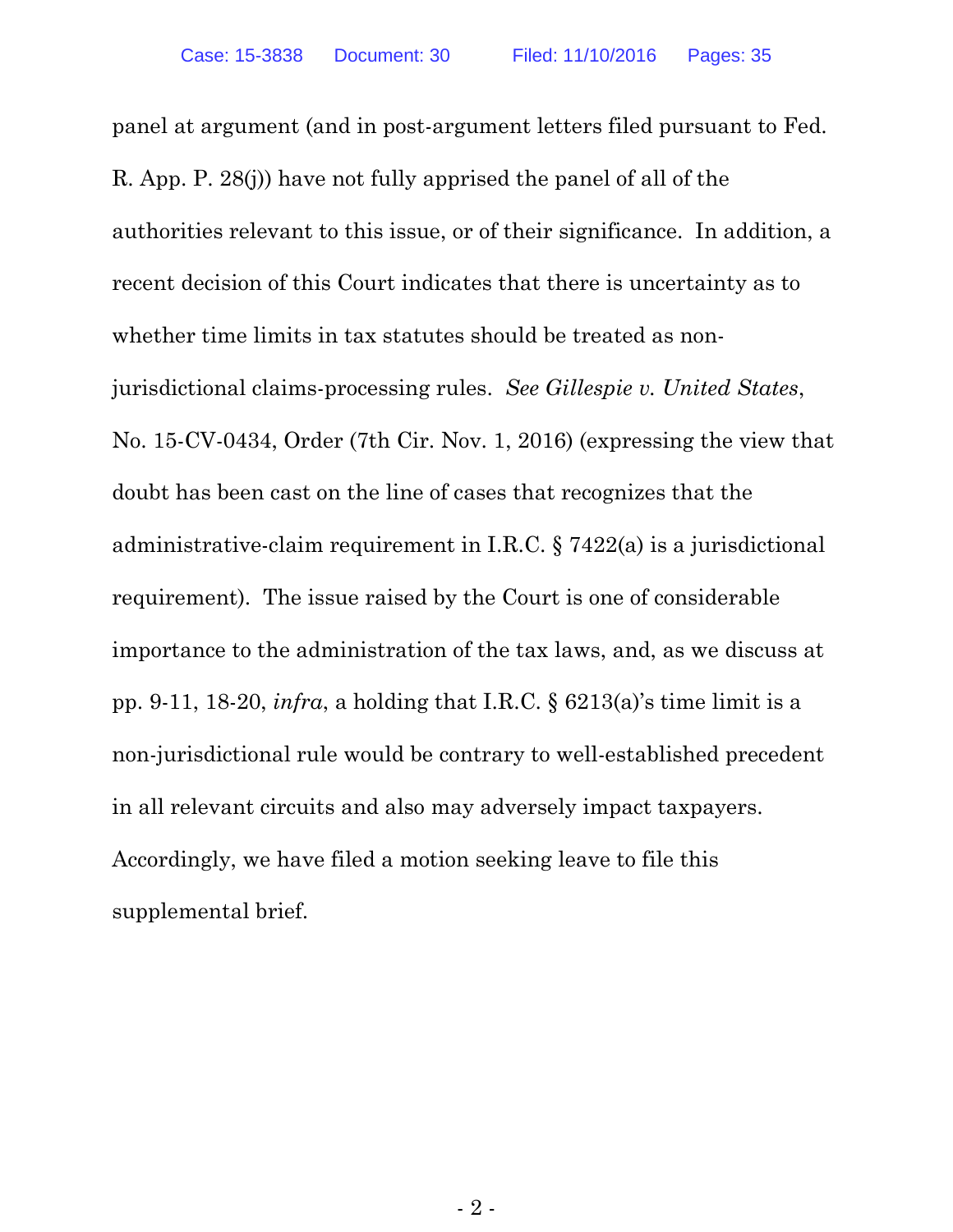panel at argument (and in post-argument letters filed pursuant to Fed. R. App. P. 28(j)) have not fully apprised the panel of all of the authorities relevant to this issue, or of their significance. In addition, a recent decision of this Court indicates that there is uncertainty as to whether time limits in tax statutes should be treated as non-jurisdictional claims-processing rules. *See Gillespie v. United States*, No. 15-CV-0434, Order (7th Cir. Nov. 1, 2016) (expressing the view that doubt has been cast on the line of cases that recognizes that the administrative-claim requirement in I.R.C. § 7422(a) is a jurisdictional requirement). The issue raised by the Court is one of considerable importance to the administration of the tax laws, and, as we discuss at pp. 9-11, 18-20, *infra*, a holding that I.R.C. § 6213(a)'s time limit is a non-jurisdictional rule would be contrary to well-established precedent in all relevant circuits and also may adversely impact taxpayers. Accordingly, we have filed a motion seeking leave to file this supplemental brief.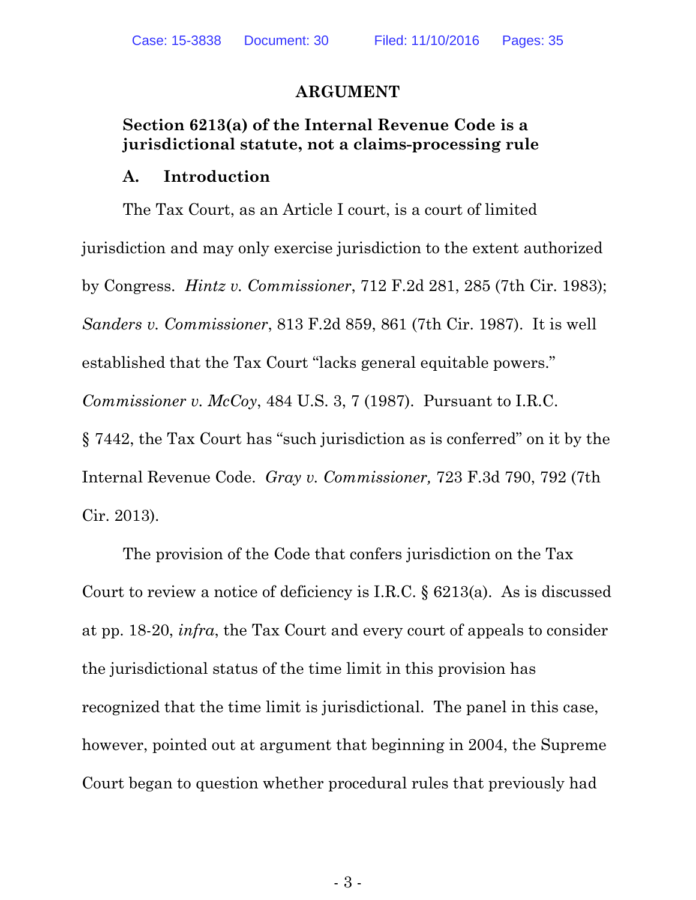## ARGUMENT

### Section 6213(a) of the Internal Revenue Code is a jurisdictional statute, not a claims-processing rule

### A. Introduction

The Tax Court, as an Article I court, is a court of limited jurisdiction and may only exercise jurisdiction to the extent authorized by Congress. *Hintz v. Commissioner*, 712 F.2d 281, 285 (7th Cir. 1983); *Sanders v. Commissioner*, 813 F.2d 859, 861 (7th Cir. 1987). It is well established that the Tax Court "lacks general equitable powers." *Commissioner v. McCoy*, 484 U.S. 3, 7 (1987). Pursuant to I.R.C. § 7442, the Tax Court has "such jurisdiction as is conferred" on it by the Internal Revenue Code. *Gray v. Commissioner,* 723 F.3d 790, 792 (7th Cir. 2013).

The provision of the Code that confers jurisdiction on the Tax Court to review a notice of deficiency is I.R.C. § 6213(a). As is discussed at pp. 18-20, *infra*, the Tax Court and every court of appeals to consider the jurisdictional status of the time limit in this provision has recognized that the time limit is jurisdictional. The panel in this case, however, pointed out at argument that beginning in 2004, the Supreme Court began to question whether procedural rules that previously had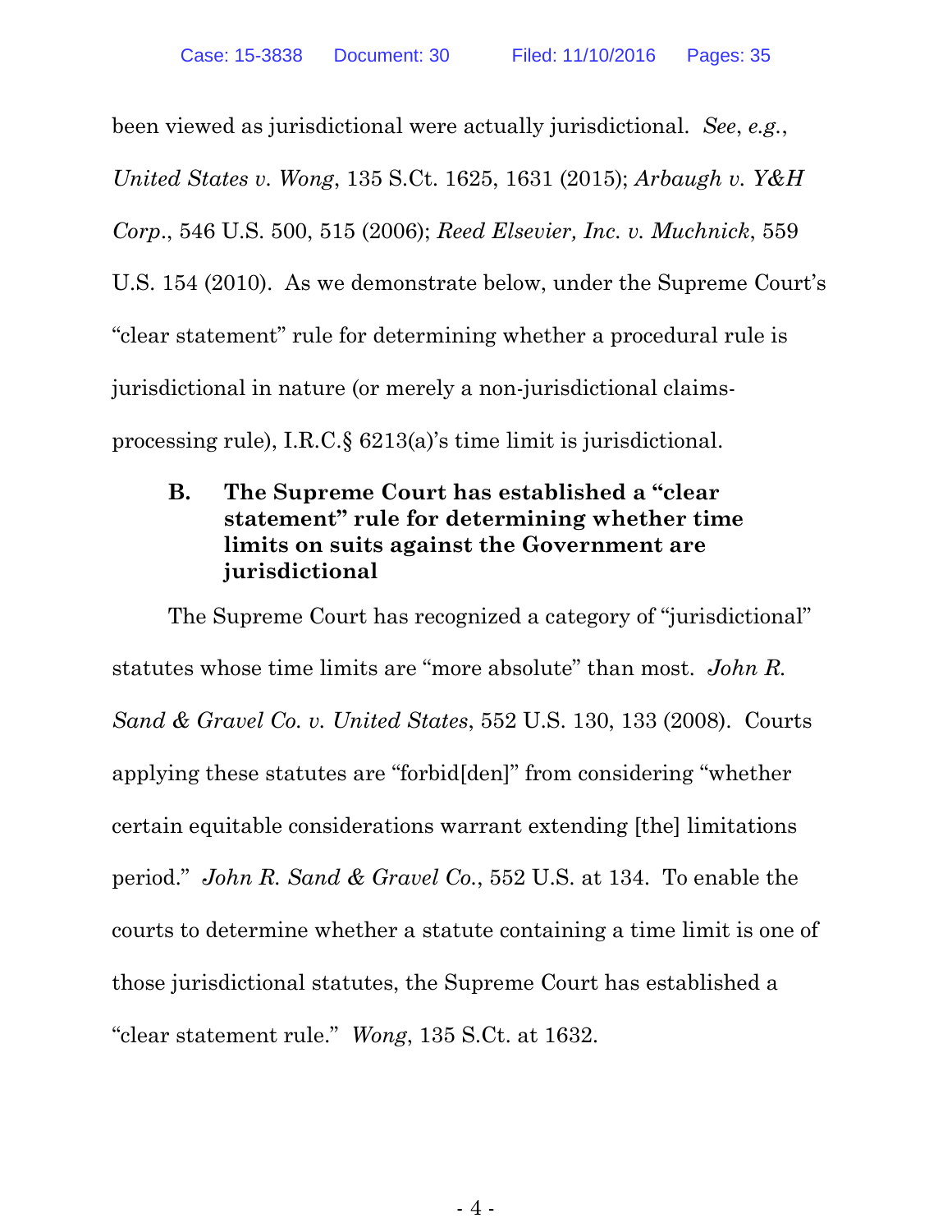been viewed as jurisdictional were actually jurisdictional. *See*, *e.g.*, *United States v. Wong*, 135 S.Ct. 1625, 1631 (2015); *Arbaugh v. Y&H Corp.*, 546 U.S. 500, 515 (2006); *Reed Elsevier, Inc. v. Muchnick*, 559 U.S. 154 (2010). As we demonstrate below, under the Supreme Court's "clear statement" rule for determining whether a procedural rule is jurisdictional in nature (or merely a non-jurisdictional claims-processing rule), I.R.C.§ 6213(a)'s time limit is jurisdictional.

### B. The Supreme Court has established a "clear statement" rule for determining whether time limits on suits against the Government are jurisdictional

The Supreme Court has recognized a category of "jurisdictional" statutes whose time limits are "more absolute" than most. *John R. Sand & Gravel Co. v. United States*, 552 U.S. 130, 133 (2008). Courts applying these statutes are "forbid[den]" from considering "whether certain equitable considerations warrant extending [the] limitations period." *John R. Sand & Gravel Co.*, 552 U.S. at 134. To enable the courts to determine whether a statute containing a time limit is one of those jurisdictional statutes, the Supreme Court has established a "clear statement rule." *Wong*, 135 S.Ct. at 1632.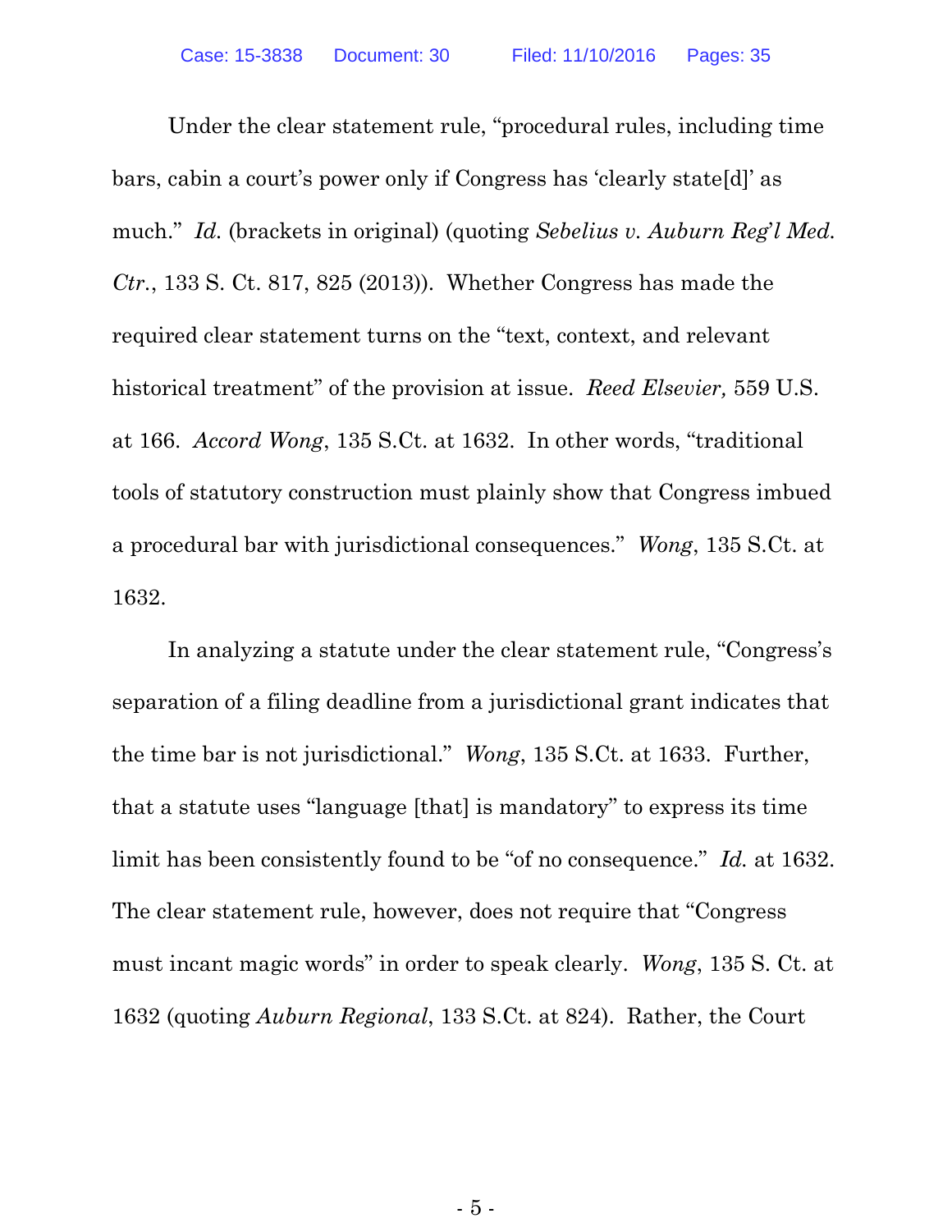Under the clear statement rule, "procedural rules, including time bars, cabin a court's power only if Congress has 'clearly state[d]' as much." *Id.* (brackets in original) (quoting *Sebelius v. Auburn Reg'l Med. Ctr.*, 133 S. Ct. 817, 825 (2013)). Whether Congress has made the required clear statement turns on the "text, context, and relevant historical treatment" of the provision at issue. *Reed Elsevier,* 559 U.S. at 166. *Accord Wong*, 135 S.Ct. at 1632. In other words, "traditional tools of statutory construction must plainly show that Congress imbued a procedural bar with jurisdictional consequences." *Wong*, 135 S.Ct. at 1632.

In analyzing a statute under the clear statement rule, "Congress's separation of a filing deadline from a jurisdictional grant indicates that the time bar is not jurisdictional." *Wong*, 135 S.Ct. at 1633. Further, that a statute uses "language [that] is mandatory" to express its time limit has been consistently found to be "of no consequence." *Id.* at 1632. The clear statement rule, however, does not require that "Congress must incant magic words" in order to speak clearly. *Wong*, 135 S. Ct. at 1632 (quoting *Auburn Regional*, 133 S.Ct. at 824). Rather, the Court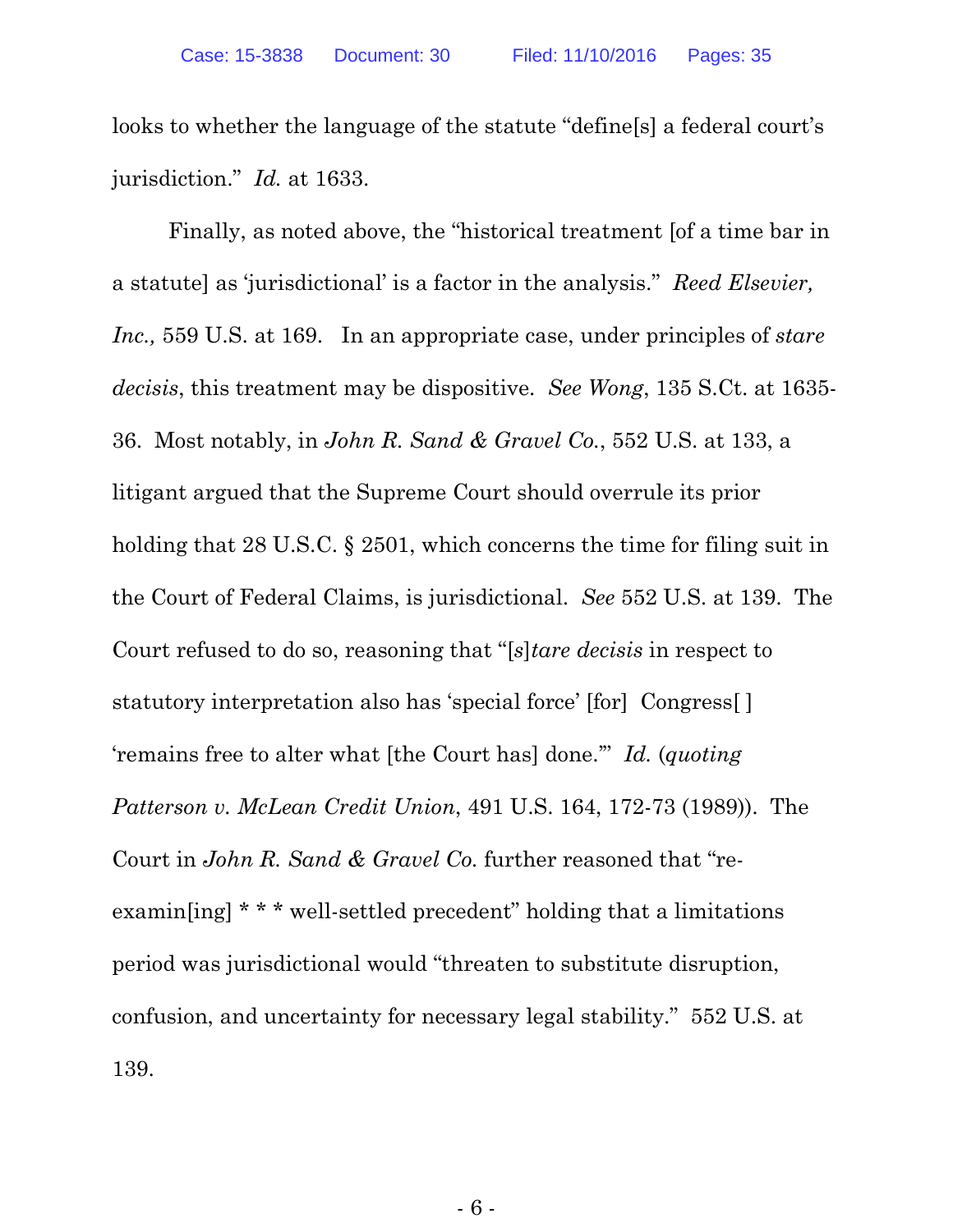looks to whether the language of the statute "define[s] a federal court's jurisdiction." *Id.* at 1633.

Finally, as noted above, the "historical treatment [of a time bar in a statute] as 'jurisdictional' is a factor in the analysis." *Reed Elsevier, Inc.,* 559 U.S. at 169. In an appropriate case, under principles of *stare decisis*, this treatment may be dispositive. *See Wong*, 135 S.Ct. at 1635-36. Most notably, in *John R. Sand & Gravel Co.*, 552 U.S. at 133, a litigant argued that the Supreme Court should overrule its prior holding that 28 U.S.C. § 2501, which concerns the time for filing suit in the Court of Federal Claims, is jurisdictional. *See* 552 U.S. at 139. The Court refused to do so, reasoning that "[*s*]*tare decisis* in respect to statutory interpretation also has 'special force' [for] Congress[ ] 'remains free to alter what [the Court has] done.'" *Id.* (*quoting Patterson v. McLean Credit Union*, 491 U.S. 164, 172-73 (1989)). The Court in *John R. Sand & Gravel Co.* further reasoned that "re-examin[ing] * * * well-settled precedent" holding that a limitations period was jurisdictional would "threaten to substitute disruption, confusion, and uncertainty for necessary legal stability." 552 U.S. at 139.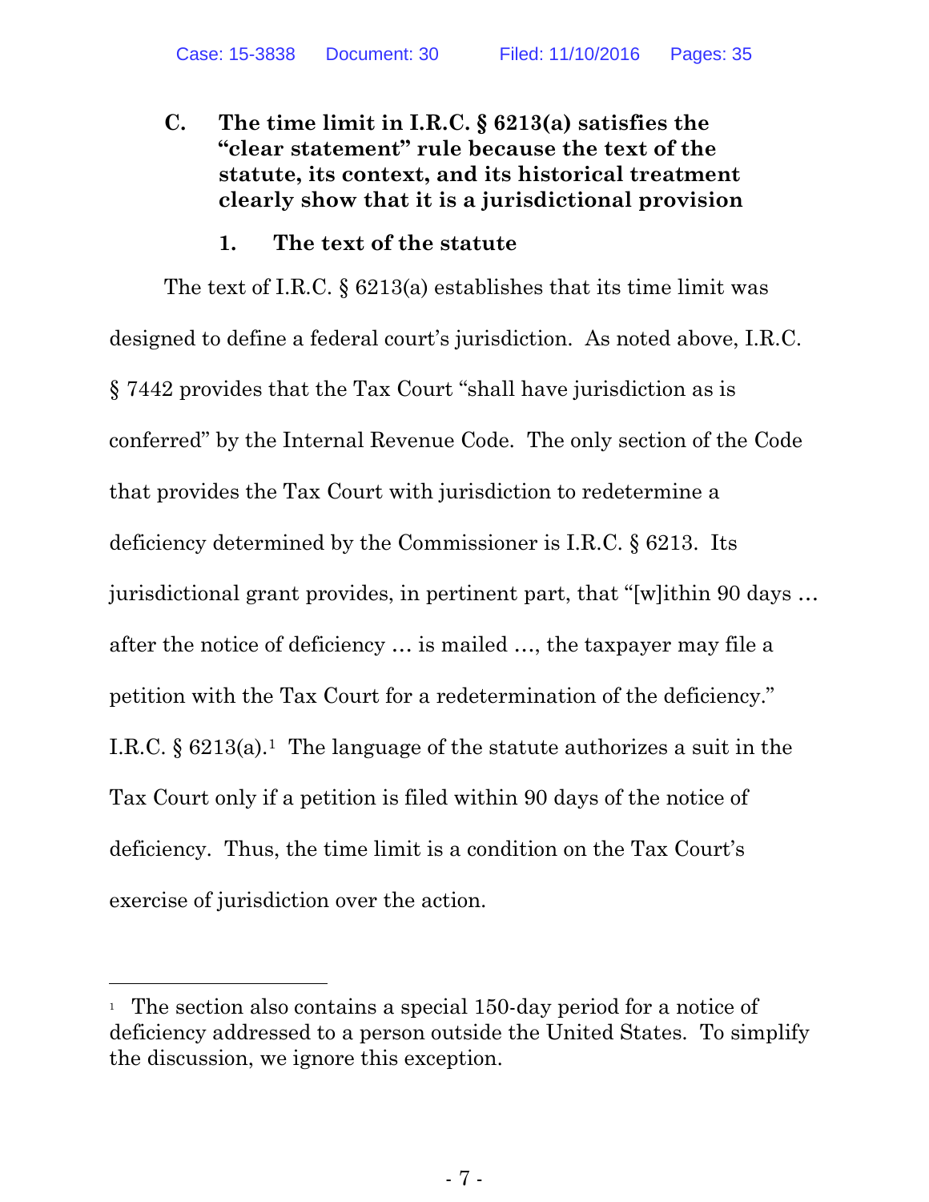### C. The time limit in I.R.C. § 6213(a) satisfies the "clear statement" rule because the text of the statute, its context, and its historical treatment clearly show that it is a jurisdictional provision

#### 1. The text of the statute

The text of I.R.C. § 6213(a) establishes that its time limit was designed to define a federal court's jurisdiction. As noted above, I.R.C. § 7442 provides that the Tax Court "shall have jurisdiction as is conferred" by the Internal Revenue Code. The only section of the Code that provides the Tax Court with jurisdiction to redetermine a deficiency determined by the Commissioner is I.R.C. § 6213. Its jurisdictional grant provides, in pertinent part, that "[w]ithin 90 days … after the notice of deficiency … is mailed …, the taxpayer may file a petition with the Tax Court for a redetermination of the deficiency." I.R.C. § 6213(a).[1] The language of the statute authorizes a suit in the Tax Court only if a petition is filed within 90 days of the notice of deficiency. Thus, the time limit is a condition on the Tax Court's exercise of jurisdiction over the action.

---

[1] The section also contains a special 150-day period for a notice of deficiency addressed to a person outside the United States. To simplify the discussion, we ignore this exception.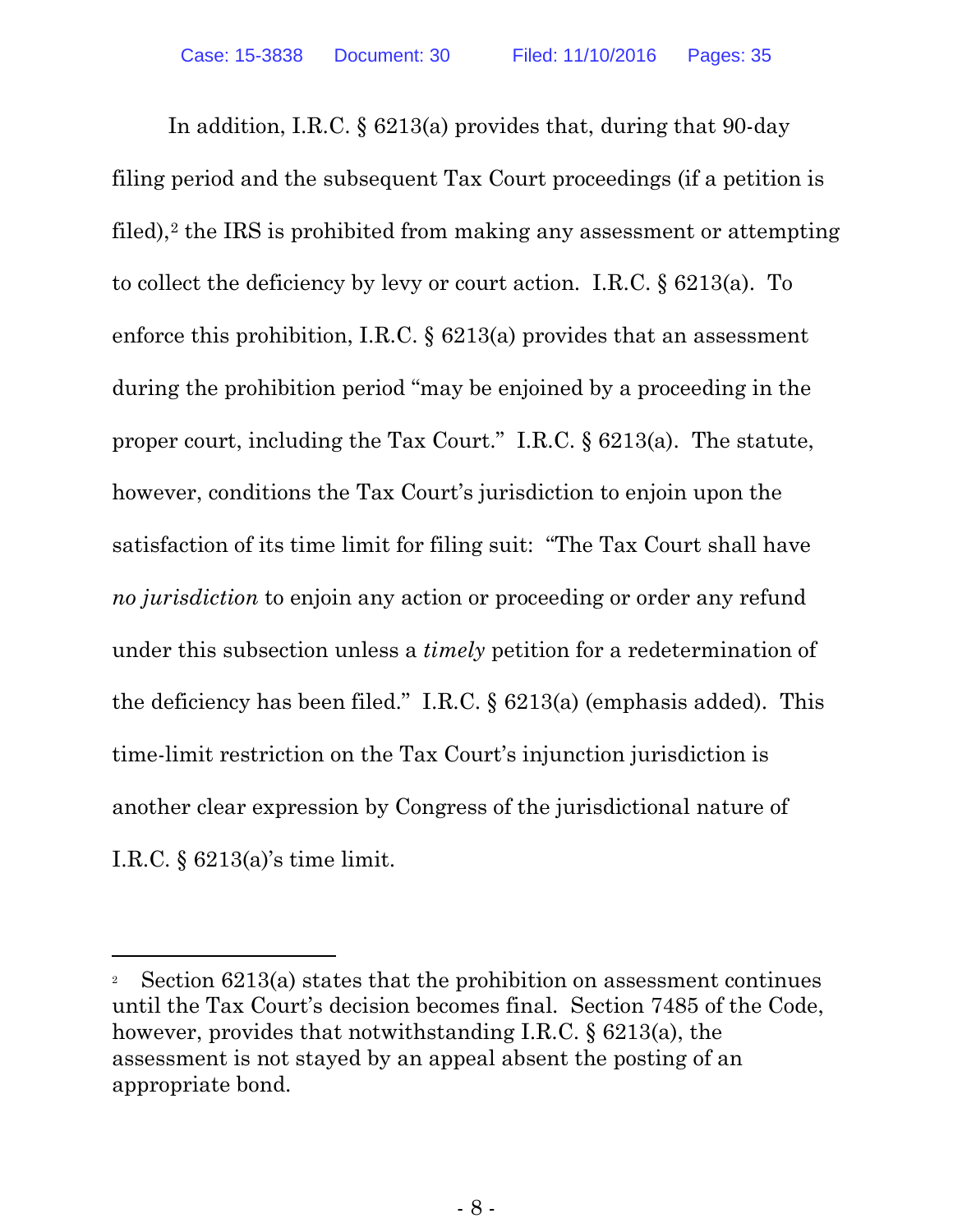In addition, I.R.C. § 6213(a) provides that, during that 90-day filing period and the subsequent Tax Court proceedings (if a petition is filed),[2] the IRS is prohibited from making any assessment or attempting to collect the deficiency by levy or court action. I.R.C. § 6213(a). To enforce this prohibition, I.R.C. § 6213(a) provides that an assessment during the prohibition period "may be enjoined by a proceeding in the proper court, including the Tax Court." I.R.C. § 6213(a). The statute, however, conditions the Tax Court's jurisdiction to enjoin upon the satisfaction of its time limit for filing suit: "The Tax Court shall have *no jurisdiction* to enjoin any action or proceeding or order any refund under this subsection unless a *timely* petition for a redetermination of the deficiency has been filed." I.R.C. § 6213(a) (emphasis added). This time-limit restriction on the Tax Court's injunction jurisdiction is another clear expression by Congress of the jurisdictional nature of I.R.C. § 6213(a)'s time limit.

---

[2] Section 6213(a) states that the prohibition on assessment continues until the Tax Court's decision becomes final. Section 7485 of the Code, however, provides that notwithstanding I.R.C. § 6213(a), the assessment is not stayed by an appeal absent the posting of an appropriate bond.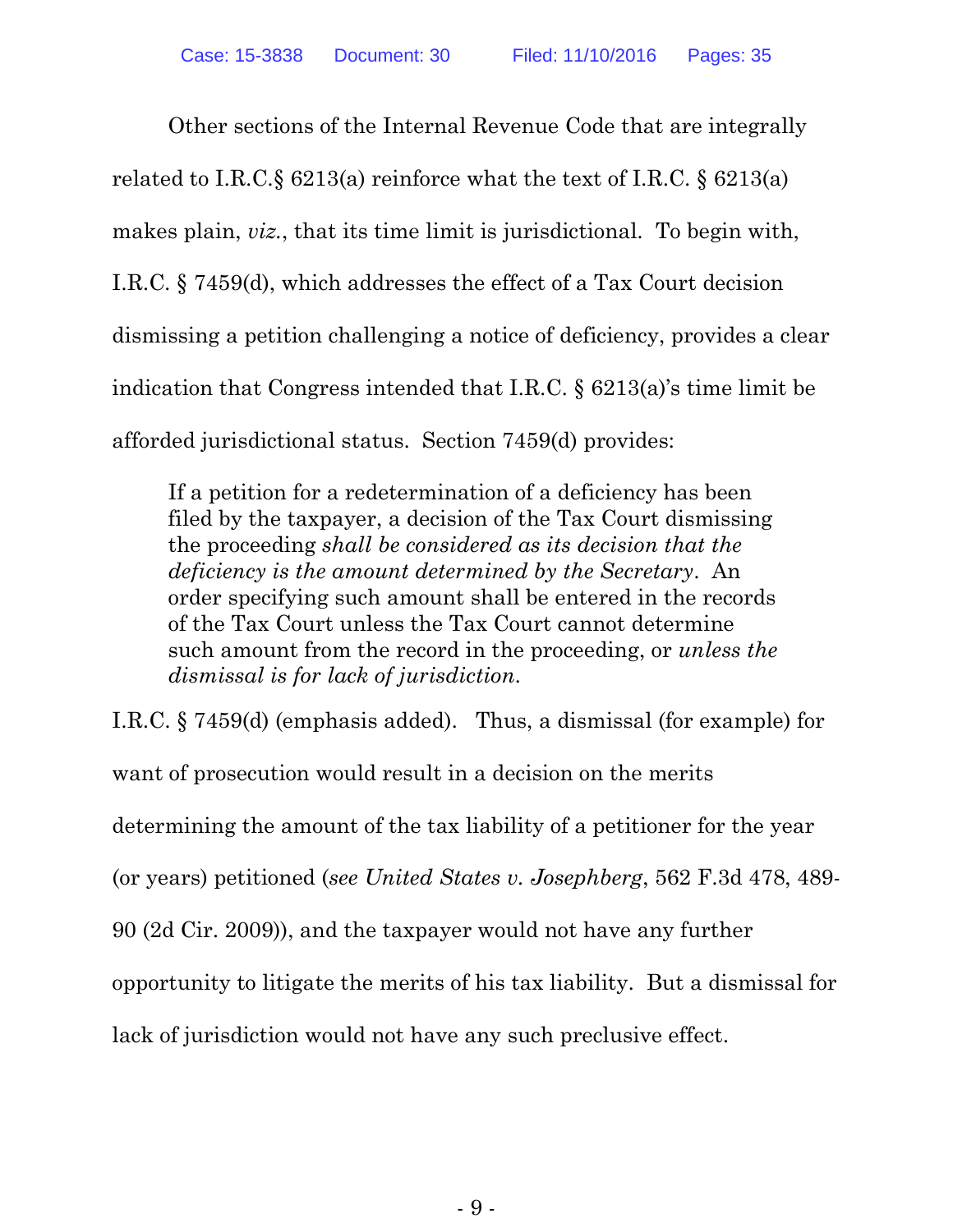Other sections of the Internal Revenue Code that are integrally related to I.R.C.§ 6213(a) reinforce what the text of I.R.C. § 6213(a) makes plain, *viz.*, that its time limit is jurisdictional. To begin with, I.R.C. § 7459(d), which addresses the effect of a Tax Court decision dismissing a petition challenging a notice of deficiency, provides a clear indication that Congress intended that I.R.C. § 6213(a)'s time limit be afforded jurisdictional status. Section 7459(d) provides:

> If a petition for a redetermination of a deficiency has been filed by the taxpayer, a decision of the Tax Court dismissing the proceeding *shall be considered as its decision that the deficiency is the amount determined by the Secretary*. An order specifying such amount shall be entered in the records of the Tax Court unless the Tax Court cannot determine such amount from the record in the proceeding, or *unless the dismissal is for lack of jurisdiction*.

I.R.C. § 7459(d) (emphasis added). Thus, a dismissal (for example) for want of prosecution would result in a decision on the merits determining the amount of the tax liability of a petitioner for the year (or years) petitioned (*see United States v. Josephberg*, 562 F.3d 478, 489-90 (2d Cir. 2009)), and the taxpayer would not have any further opportunity to litigate the merits of his tax liability. But a dismissal for lack of jurisdiction would not have any such preclusive effect.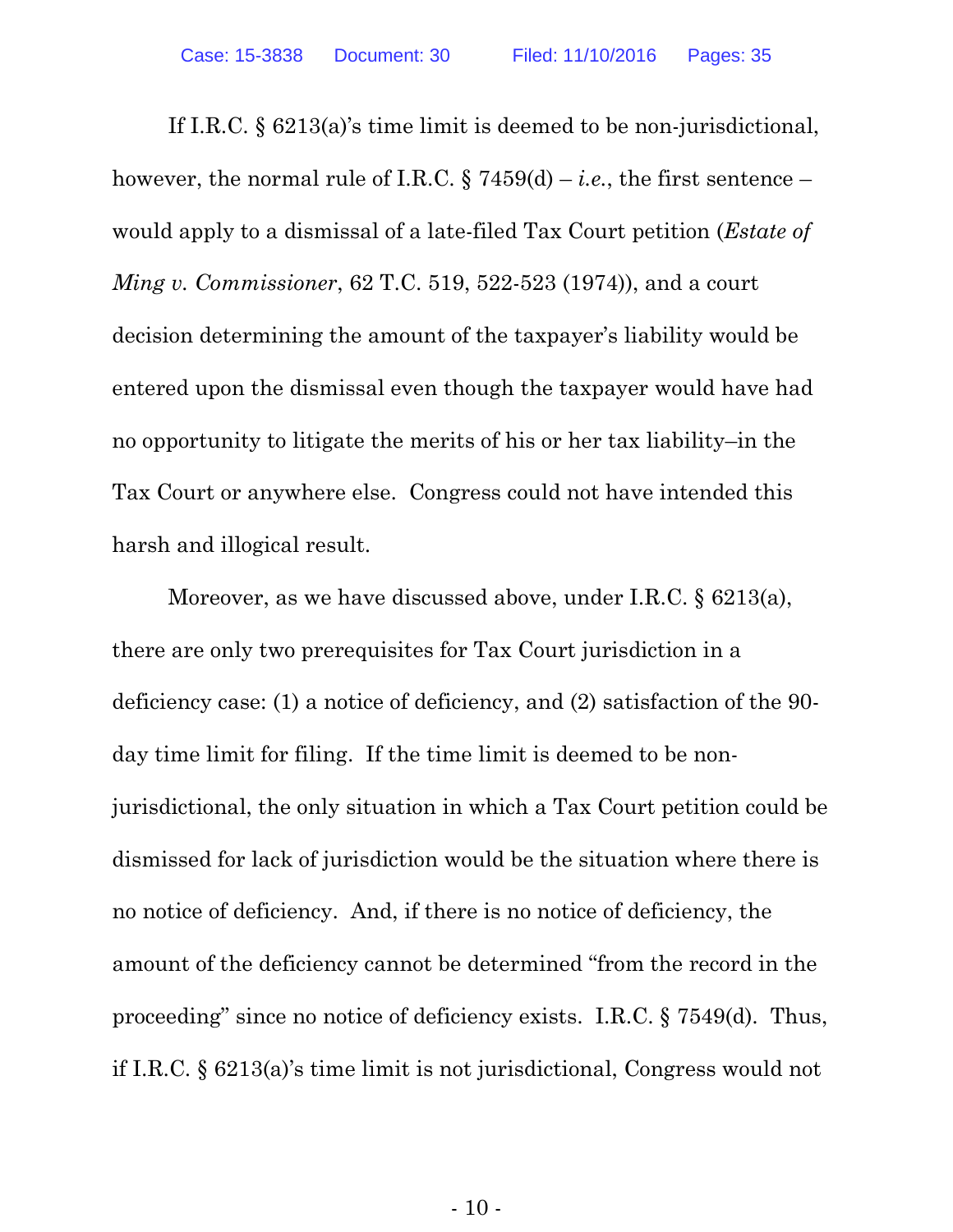If I.R.C. § 6213(a)'s time limit is deemed to be non-jurisdictional, however, the normal rule of I.R.C. § 7459(d) – *i.e.*, the first sentence – would apply to a dismissal of a late-filed Tax Court petition (*Estate of Ming v. Commissioner*, 62 T.C. 519, 522-523 (1974)), and a court decision determining the amount of the taxpayer's liability would be entered upon the dismissal even though the taxpayer would have had no opportunity to litigate the merits of his or her tax liability–in the Tax Court or anywhere else. Congress could not have intended this harsh and illogical result.

Moreover, as we have discussed above, under I.R.C. § 6213(a), there are only two prerequisites for Tax Court jurisdiction in a deficiency case: (1) a notice of deficiency, and (2) satisfaction of the 90-day time limit for filing. If the time limit is deemed to be non-jurisdictional, the only situation in which a Tax Court petition could be dismissed for lack of jurisdiction would be the situation where there is no notice of deficiency. And, if there is no notice of deficiency, the amount of the deficiency cannot be determined "from the record in the proceeding" since no notice of deficiency exists. I.R.C. § 7549(d). Thus, if I.R.C. § 6213(a)'s time limit is not jurisdictional, Congress would not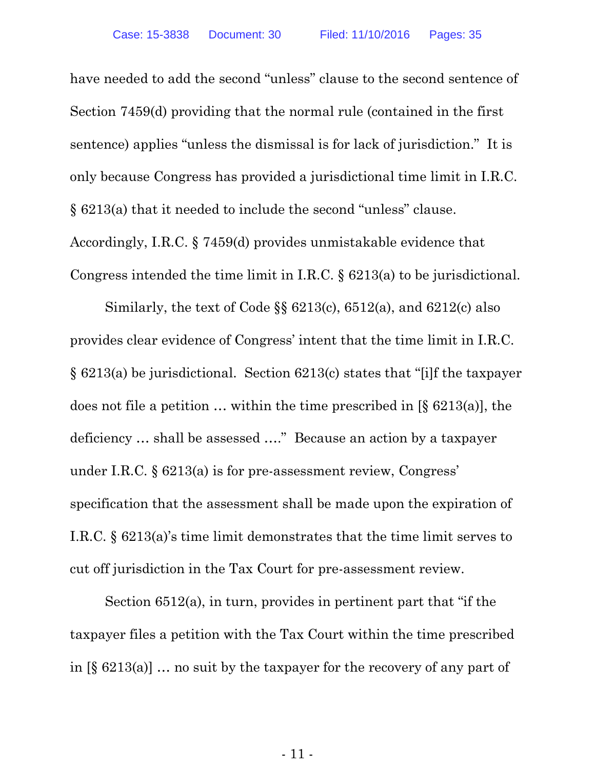have needed to add the second "unless" clause to the second sentence of Section 7459(d) providing that the normal rule (contained in the first sentence) applies "unless the dismissal is for lack of jurisdiction." It is only because Congress has provided a jurisdictional time limit in I.R.C. § 6213(a) that it needed to include the second "unless" clause. Accordingly, I.R.C. § 7459(d) provides unmistakable evidence that Congress intended the time limit in I.R.C. § 6213(a) to be jurisdictional.

Similarly, the text of Code §§ 6213(c), 6512(a), and 6212(c) also provides clear evidence of Congress' intent that the time limit in I.R.C. § 6213(a) be jurisdictional. Section 6213(c) states that "[i]f the taxpayer does not file a petition … within the time prescribed in [§ 6213(a)], the deficiency … shall be assessed …." Because an action by a taxpayer under I.R.C. § 6213(a) is for pre-assessment review, Congress' specification that the assessment shall be made upon the expiration of I.R.C. § 6213(a)'s time limit demonstrates that the time limit serves to cut off jurisdiction in the Tax Court for pre-assessment review.

Section 6512(a), in turn, provides in pertinent part that "if the taxpayer files a petition with the Tax Court within the time prescribed in [§ 6213(a)] … no suit by the taxpayer for the recovery of any part of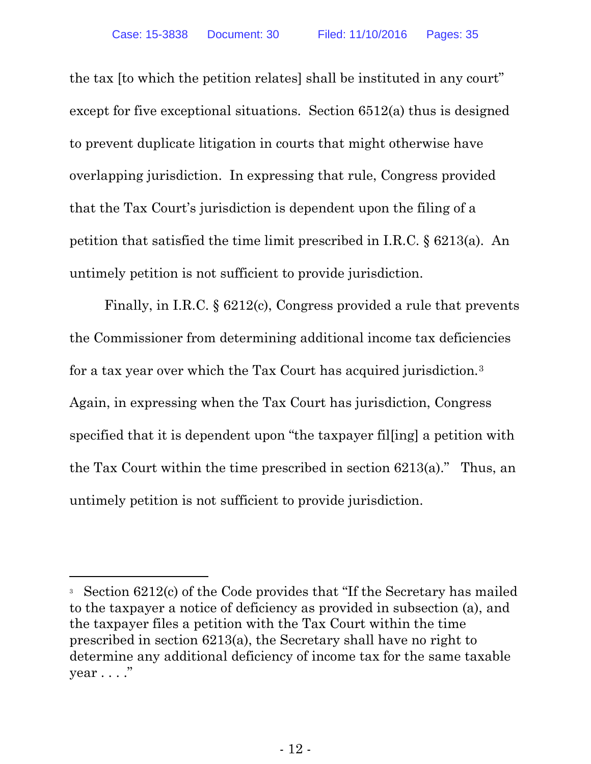the tax [to which the petition relates] shall be instituted in any court" except for five exceptional situations. Section 6512(a) thus is designed to prevent duplicate litigation in courts that might otherwise have overlapping jurisdiction. In expressing that rule, Congress provided that the Tax Court's jurisdiction is dependent upon the filing of a petition that satisfied the time limit prescribed in I.R.C. § 6213(a). An untimely petition is not sufficient to provide jurisdiction.

Finally, in I.R.C. § 6212(c), Congress provided a rule that prevents the Commissioner from determining additional income tax deficiencies for a tax year over which the Tax Court has acquired jurisdiction.[3] Again, in expressing when the Tax Court has jurisdiction, Congress specified that it is dependent upon "the taxpayer fil[ing] a petition with the Tax Court within the time prescribed in section 6213(a)." Thus, an untimely petition is not sufficient to provide jurisdiction.

---

[3] Section 6212(c) of the Code provides that "If the Secretary has mailed to the taxpayer a notice of deficiency as provided in subsection (a), and the taxpayer files a petition with the Tax Court within the time prescribed in section 6213(a), the Secretary shall have no right to determine any additional deficiency of income tax for the same taxable year . . . ."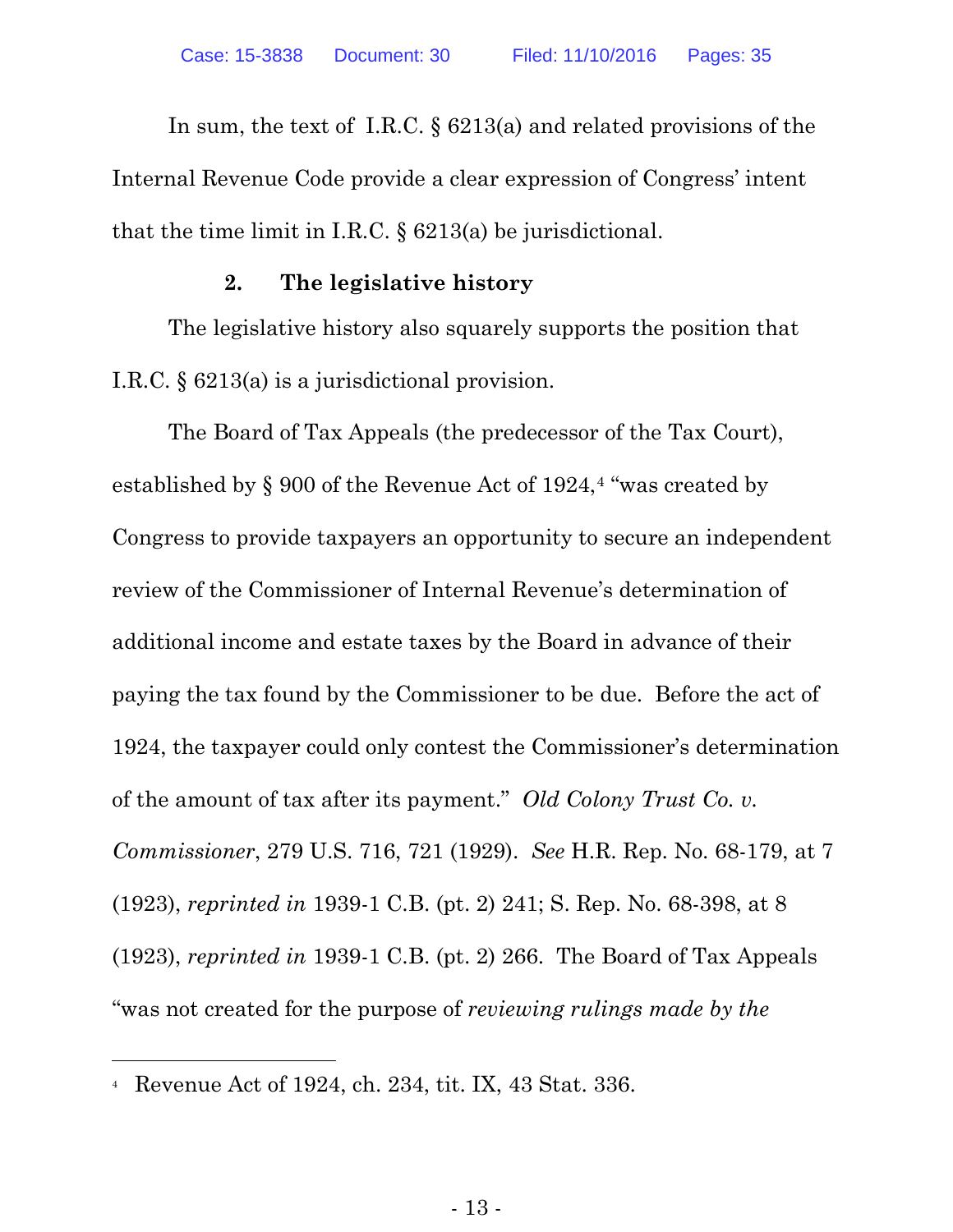In sum, the text of I.R.C. § 6213(a) and related provisions of the Internal Revenue Code provide a clear expression of Congress' intent that the time limit in I.R.C. § 6213(a) be jurisdictional.

### 2. The legislative history

The legislative history also squarely supports the position that I.R.C. § 6213(a) is a jurisdictional provision.

The Board of Tax Appeals (the predecessor of the Tax Court), established by § 900 of the Revenue Act of 1924,[4] "was created by Congress to provide taxpayers an opportunity to secure an independent review of the Commissioner of Internal Revenue's determination of additional income and estate taxes by the Board in advance of their paying the tax found by the Commissioner to be due. Before the act of 1924, the taxpayer could only contest the Commissioner's determination of the amount of tax after its payment." *Old Colony Trust Co. v. Commissioner*, 279 U.S. 716, 721 (1929). *See* H.R. Rep. No. 68-179, at 7 (1923), *reprinted in* 1939-1 C.B. (pt. 2) 241; S. Rep. No. 68-398, at 8 (1923), *reprinted in* 1939-1 C.B. (pt. 2) 266. The Board of Tax Appeals "was not created for the purpose of *reviewing rulings made by the*

---

[4] Revenue Act of 1924, ch. 234, tit. IX, 43 Stat. 336.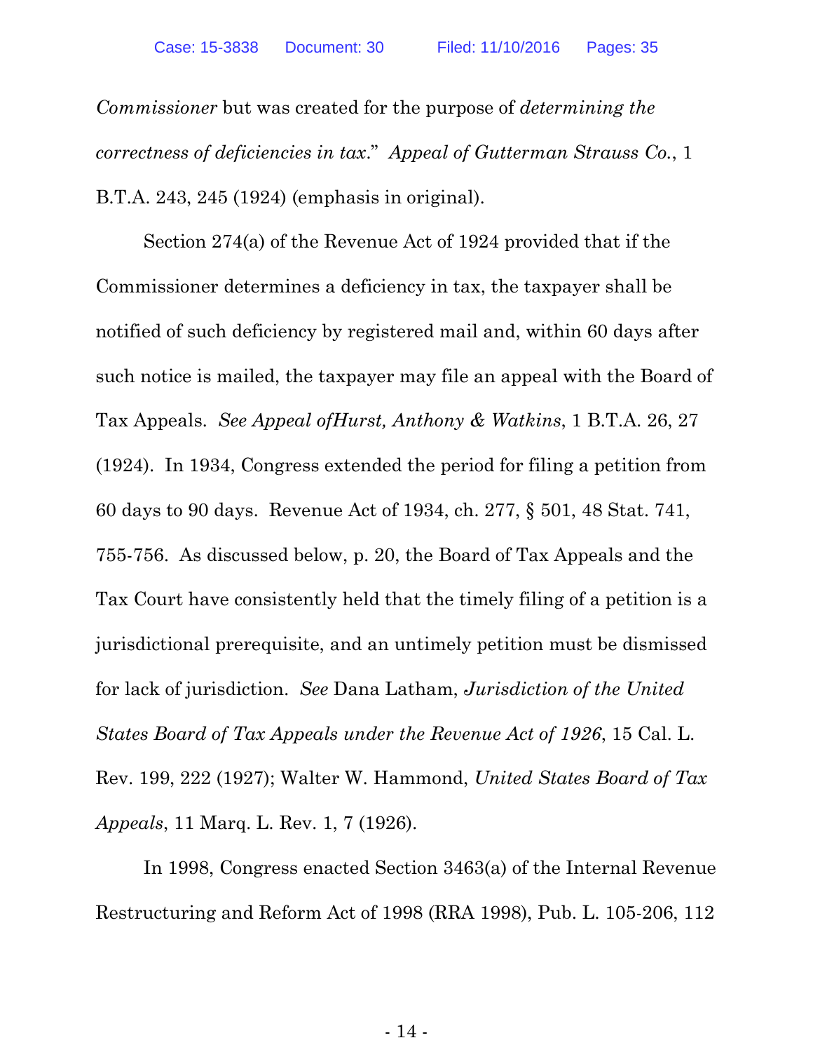*Commissioner* but was created for the purpose of *determining the correctness of deficiencies in tax*." *Appeal of Gutterman Strauss Co.*, 1 B.T.A. 243, 245 (1924) (emphasis in original).

Section 274(a) of the Revenue Act of 1924 provided that if the Commissioner determines a deficiency in tax, the taxpayer shall be notified of such deficiency by registered mail and, within 60 days after such notice is mailed, the taxpayer may file an appeal with the Board of Tax Appeals. *See Appeal ofHurst, Anthony & Watkins*, 1 B.T.A. 26, 27 (1924). In 1934, Congress extended the period for filing a petition from 60 days to 90 days. Revenue Act of 1934, ch. 277, § 501, 48 Stat. 741, 755-756. As discussed below, p. 20, the Board of Tax Appeals and the Tax Court have consistently held that the timely filing of a petition is a jurisdictional prerequisite, and an untimely petition must be dismissed for lack of jurisdiction. *See* Dana Latham, *Jurisdiction of the United States Board of Tax Appeals under the Revenue Act of 1926*, 15 Cal. L. Rev. 199, 222 (1927); Walter W. Hammond, *United States Board of Tax Appeals*, 11 Marq. L. Rev. 1, 7 (1926).

In 1998, Congress enacted Section 3463(a) of the Internal Revenue Restructuring and Reform Act of 1998 (RRA 1998), Pub. L. 105-206, 112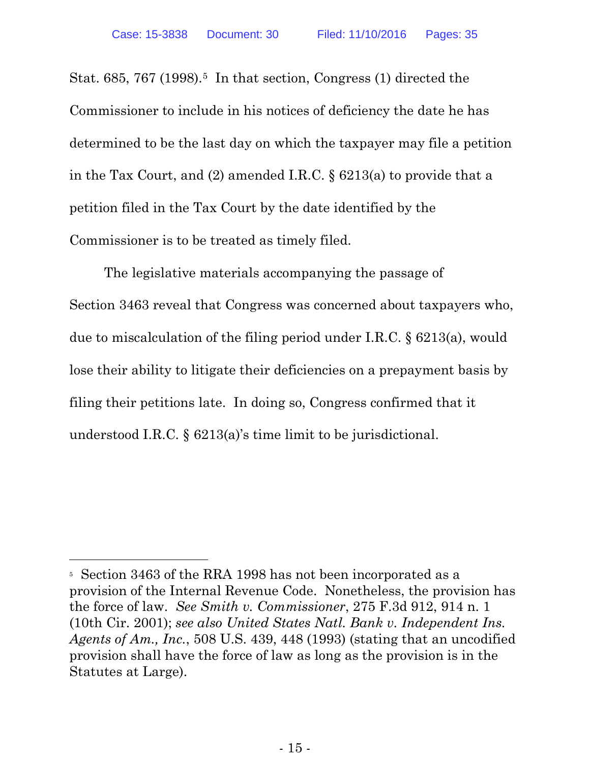Stat. 685, 767 (1998).[5] In that section, Congress (1) directed the Commissioner to include in his notices of deficiency the date he has determined to be the last day on which the taxpayer may file a petition in the Tax Court, and (2) amended I.R.C. § 6213(a) to provide that a petition filed in the Tax Court by the date identified by the Commissioner is to be treated as timely filed.

The legislative materials accompanying the passage of Section 3463 reveal that Congress was concerned about taxpayers who, due to miscalculation of the filing period under I.R.C. § 6213(a), would lose their ability to litigate their deficiencies on a prepayment basis by filing their petitions late. In doing so, Congress confirmed that it understood I.R.C. § 6213(a)'s time limit to be jurisdictional.

---

[5] Section 3463 of the RRA 1998 has not been incorporated as a provision of the Internal Revenue Code. Nonetheless, the provision has the force of law. *See Smith v. Commissioner*, 275 F.3d 912, 914 n. 1 (10th Cir. 2001); *see also United States Natl. Bank v. Independent Ins. Agents of Am., Inc.*, 508 U.S. 439, 448 (1993) (stating that an uncodified provision shall have the force of law as long as the provision is in the Statutes at Large).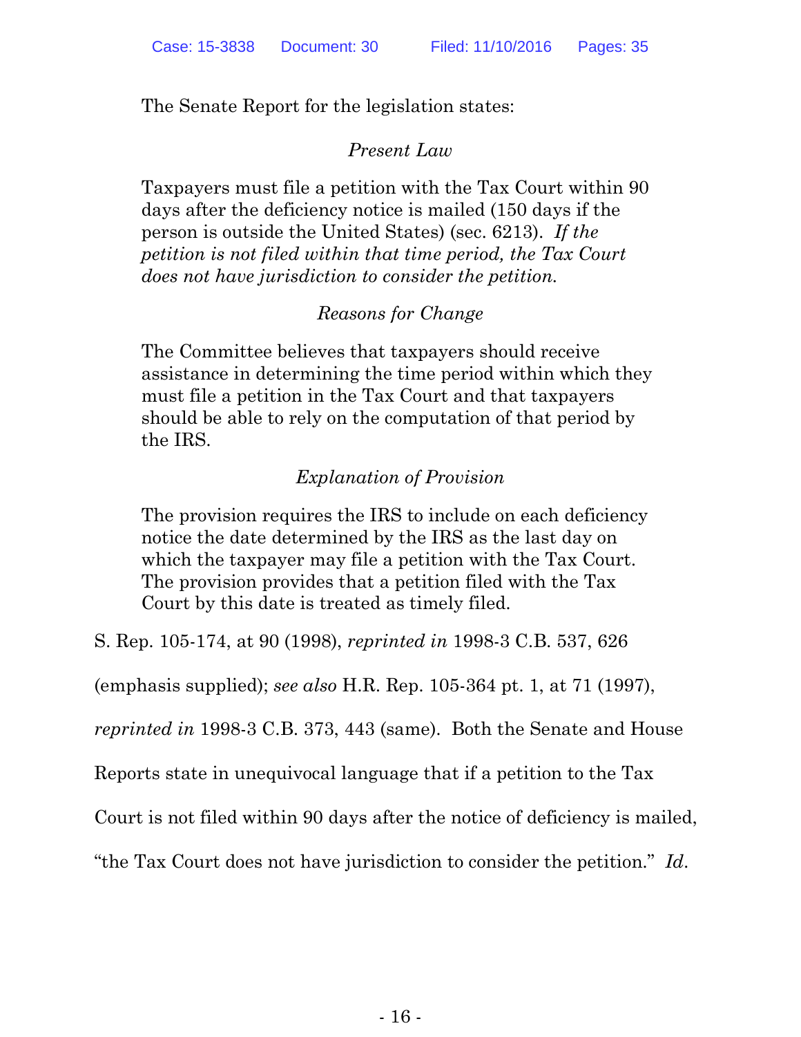The Senate Report for the legislation states:

> *Present Law*
>
> Taxpayers must file a petition with the Tax Court within 90 days after the deficiency notice is mailed (150 days if the person is outside the United States) (sec. 6213). *If the petition is not filed within that time period, the Tax Court does not have jurisdiction to consider the petition.*
>
> *Reasons for Change*
>
> The Committee believes that taxpayers should receive assistance in determining the time period within which they must file a petition in the Tax Court and that taxpayers should be able to rely on the computation of that period by the IRS.
>
> *Explanation of Provision*
>
> The provision requires the IRS to include on each deficiency notice the date determined by the IRS as the last day on which the taxpayer may file a petition with the Tax Court. The provision provides that a petition filed with the Tax Court by this date is treated as timely filed.

S. Rep. 105-174, at 90 (1998), *reprinted in* 1998-3 C.B. 537, 626 (emphasis supplied); *see also* H.R. Rep. 105-364 pt. 1, at 71 (1997), *reprinted in* 1998-3 C.B. 373, 443 (same). Both the Senate and House Reports state in unequivocal language that if a petition to the Tax Court is not filed within 90 days after the notice of deficiency is mailed, "the Tax Court does not have jurisdiction to consider the petition." *Id*.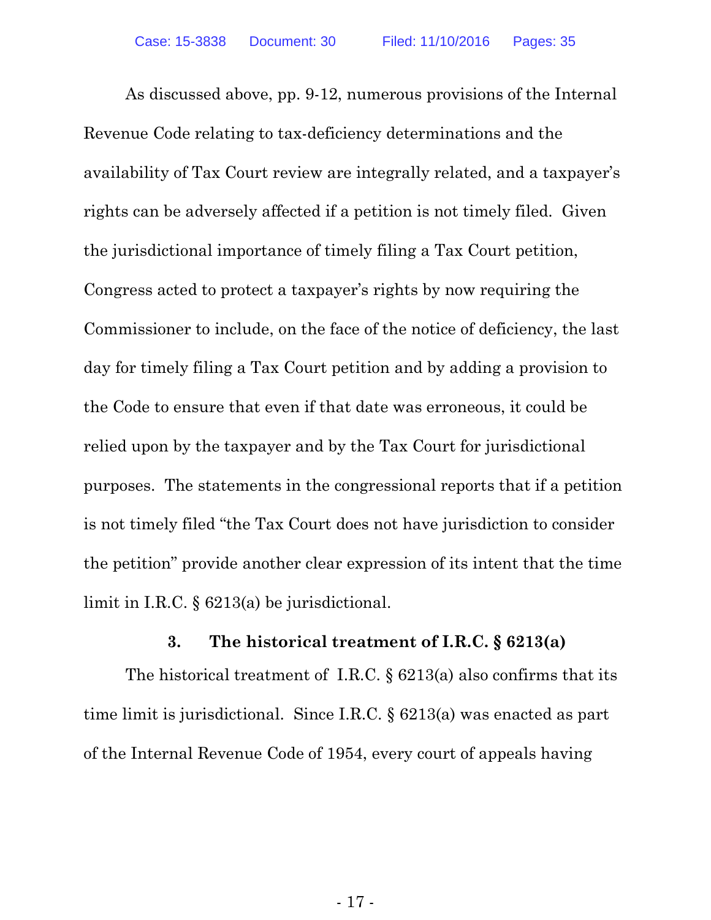As discussed above, pp. 9-12, numerous provisions of the Internal Revenue Code relating to tax-deficiency determinations and the availability of Tax Court review are integrally related, and a taxpayer's rights can be adversely affected if a petition is not timely filed. Given the jurisdictional importance of timely filing a Tax Court petition, Congress acted to protect a taxpayer's rights by now requiring the Commissioner to include, on the face of the notice of deficiency, the last day for timely filing a Tax Court petition and by adding a provision to the Code to ensure that even if that date was erroneous, it could be relied upon by the taxpayer and by the Tax Court for jurisdictional purposes. The statements in the congressional reports that if a petition is not timely filed "the Tax Court does not have jurisdiction to consider the petition" provide another clear expression of its intent that the time limit in I.R.C. § 6213(a) be jurisdictional.

### 3. The historical treatment of I.R.C. § 6213(a)

The historical treatment of I.R.C. § 6213(a) also confirms that its time limit is jurisdictional. Since I.R.C. § 6213(a) was enacted as part of the Internal Revenue Code of 1954, every court of appeals having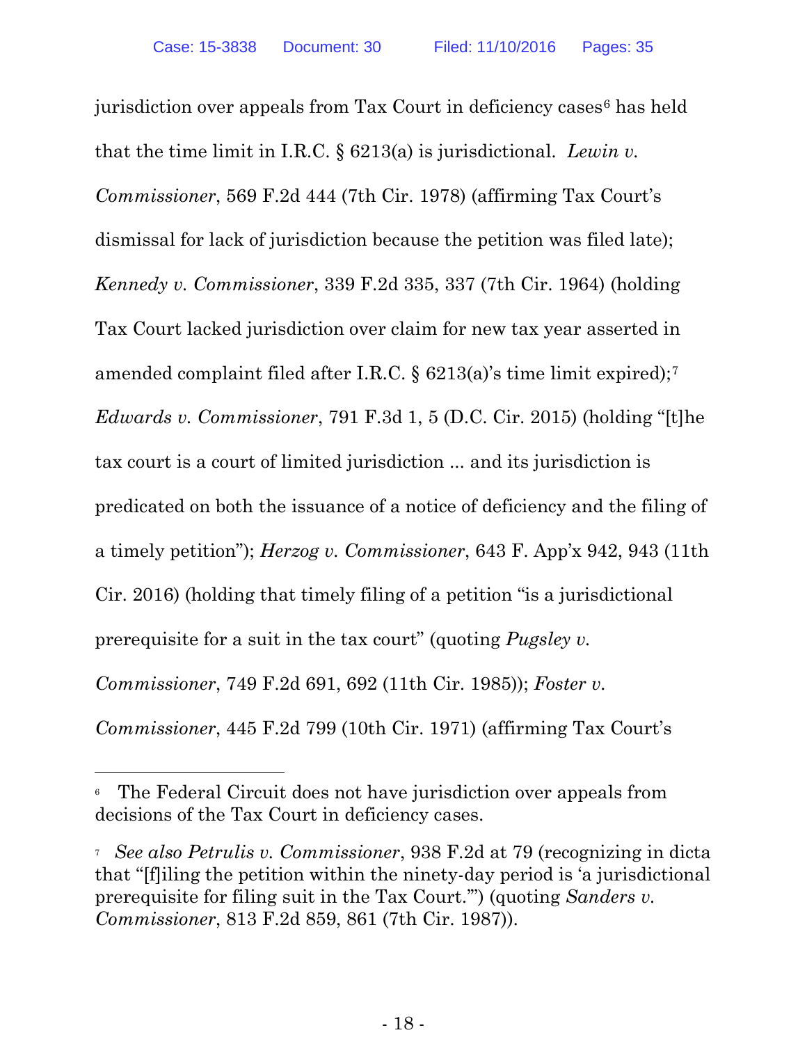jurisdiction over appeals from Tax Court in deficiency cases[6] has held that the time limit in I.R.C. § 6213(a) is jurisdictional. *Lewin v. Commissioner*, 569 F.2d 444 (7th Cir. 1978) (affirming Tax Court's dismissal for lack of jurisdiction because the petition was filed late); *Kennedy v. Commissioner*, 339 F.2d 335, 337 (7th Cir. 1964) (holding Tax Court lacked jurisdiction over claim for new tax year asserted in amended complaint filed after I.R.C. § 6213(a)'s time limit expired);[7] *Edwards v. Commissioner*, 791 F.3d 1, 5 (D.C. Cir. 2015) (holding "[t]he tax court is a court of limited jurisdiction ... and its jurisdiction is predicated on both the issuance of a notice of deficiency and the filing of a timely petition"); *Herzog v. Commissioner*, 643 F. App'x 942, 943 (11th Cir. 2016) (holding that timely filing of a petition "is a jurisdictional prerequisite for a suit in the tax court" (quoting *Pugsley v. Commissioner*, 749 F.2d 691, 692 (11th Cir. 1985)); *Foster v. Commissioner*, 445 F.2d 799 (10th Cir. 1971) (affirming Tax Court's

---

[6] The Federal Circuit does not have jurisdiction over appeals from decisions of the Tax Court in deficiency cases.

[7] *See also Petrulis v. Commissioner*, 938 F.2d at 79 (recognizing in dicta that "[f]iling the petition within the ninety-day period is 'a jurisdictional prerequisite for filing suit in the Tax Court.'") (quoting *Sanders v. Commissioner*, 813 F.2d 859, 861 (7th Cir. 1987)).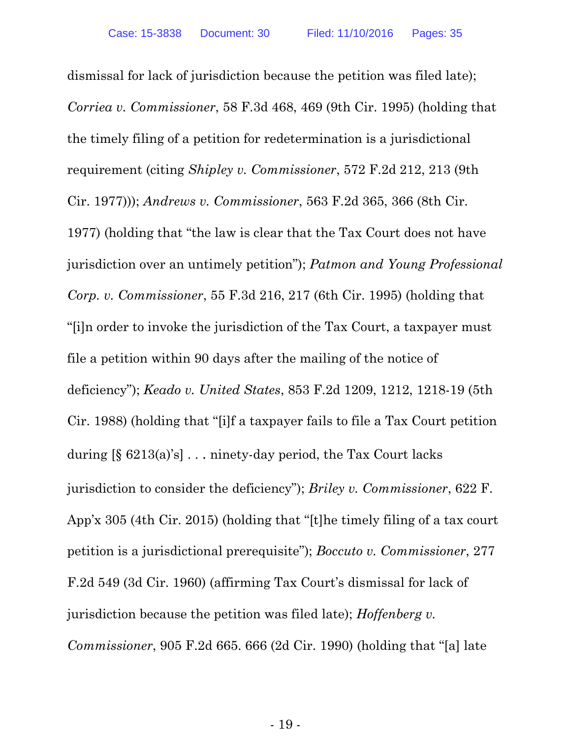dismissal for lack of jurisdiction because the petition was filed late); *Corriea v. Commissioner*, 58 F.3d 468, 469 (9th Cir. 1995) (holding that the timely filing of a petition for redetermination is a jurisdictional requirement (citing *Shipley v. Commissioner*, 572 F.2d 212, 213 (9th Cir. 1977))); *Andrews v. Commissioner*, 563 F.2d 365, 366 (8th Cir. 1977) (holding that "the law is clear that the Tax Court does not have jurisdiction over an untimely petition"); *Patmon and Young Professional Corp. v. Commissioner*, 55 F.3d 216, 217 (6th Cir. 1995) (holding that "[i]n order to invoke the jurisdiction of the Tax Court, a taxpayer must file a petition within 90 days after the mailing of the notice of deficiency"); *Keado v. United States*, 853 F.2d 1209, 1212, 1218-19 (5th Cir. 1988) (holding that "[i]f a taxpayer fails to file a Tax Court petition during [§ 6213(a)'s] . . . ninety-day period, the Tax Court lacks jurisdiction to consider the deficiency"); *Briley v. Commissioner*, 622 F. App'x 305 (4th Cir. 2015) (holding that "[t]he timely filing of a tax court petition is a jurisdictional prerequisite"); *Boccuto v. Commissioner*, 277 F.2d 549 (3d Cir. 1960) (affirming Tax Court's dismissal for lack of jurisdiction because the petition was filed late); *Hoffenberg v. Commissioner*, 905 F.2d 665. 666 (2d Cir. 1990) (holding that "[a] late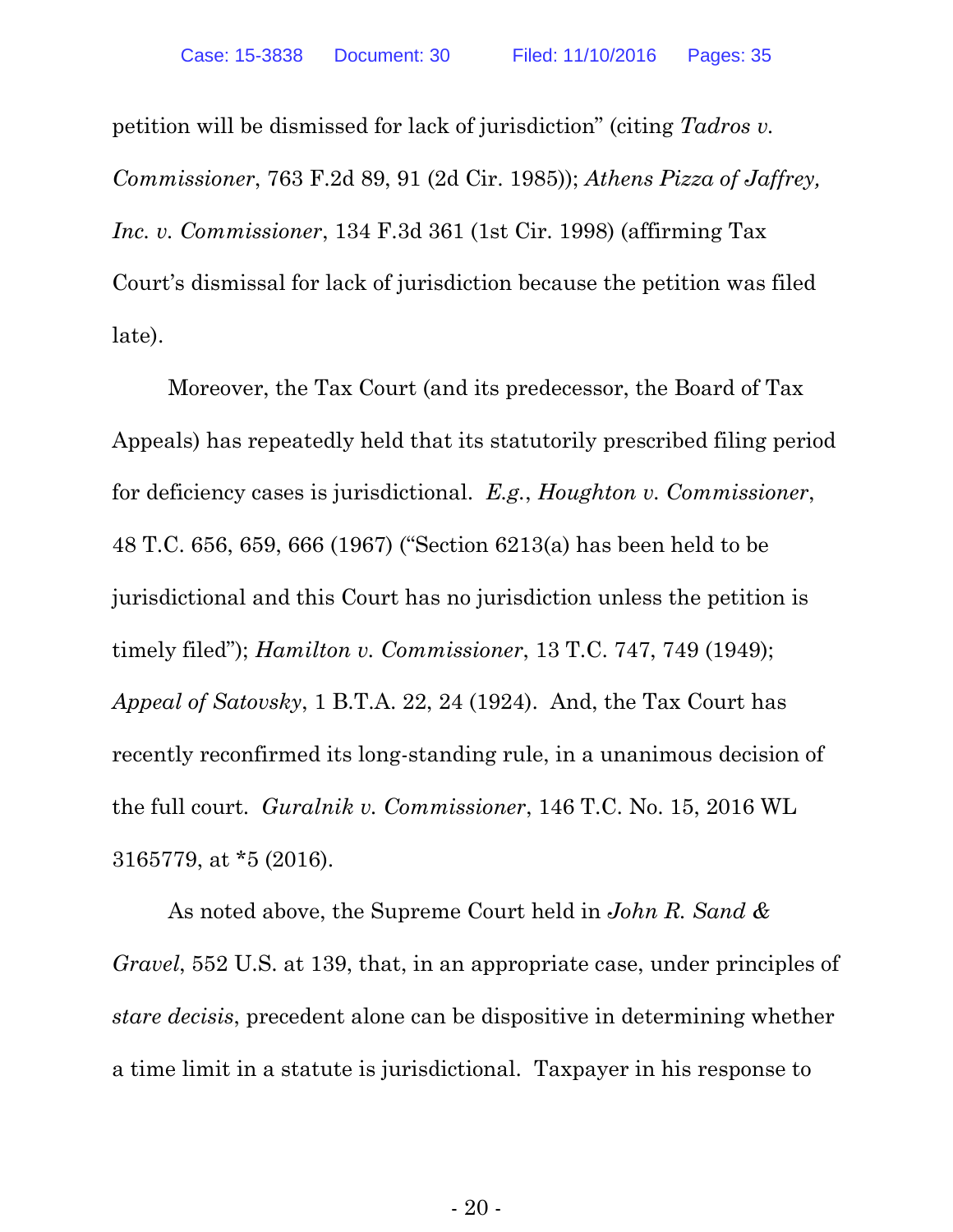petition will be dismissed for lack of jurisdiction" (citing *Tadros v. Commissioner*, 763 F.2d 89, 91 (2d Cir. 1985)); *Athens Pizza of Jaffrey, Inc. v. Commissioner*, 134 F.3d 361 (1st Cir. 1998) (affirming Tax Court's dismissal for lack of jurisdiction because the petition was filed late).

Moreover, the Tax Court (and its predecessor, the Board of Tax Appeals) has repeatedly held that its statutorily prescribed filing period for deficiency cases is jurisdictional. *E.g.*, *Houghton v. Commissioner*, 48 T.C. 656, 659, 666 (1967) ("Section 6213(a) has been held to be jurisdictional and this Court has no jurisdiction unless the petition is timely filed"); *Hamilton v. Commissioner*, 13 T.C. 747, 749 (1949); *Appeal of Satovsky*, 1 B.T.A. 22, 24 (1924). And, the Tax Court has recently reconfirmed its long-standing rule, in a unanimous decision of the full court. *Guralnik v. Commissioner*, 146 T.C. No. 15, 2016 WL 3165779, at *5 (2016).

As noted above, the Supreme Court held in *John R. Sand & Gravel*, 552 U.S. at 139, that, in an appropriate case, under principles of *stare decisis*, precedent alone can be dispositive in determining whether a time limit in a statute is jurisdictional. Taxpayer in his response to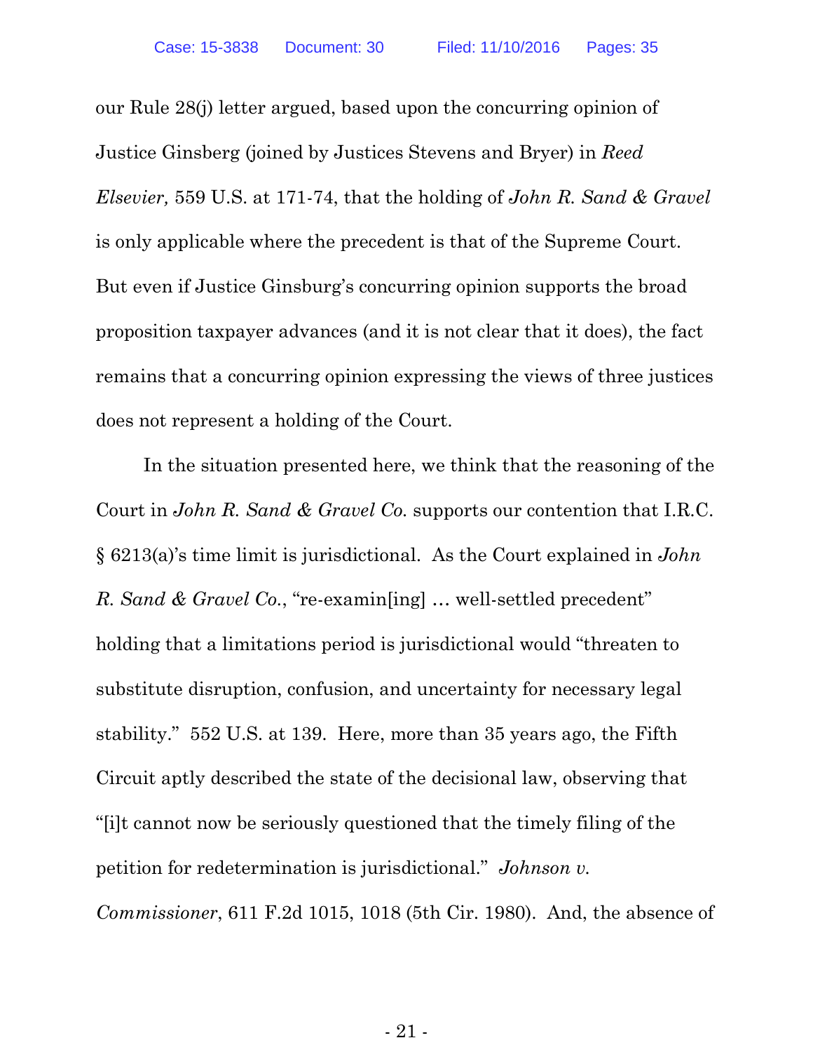our Rule 28(j) letter argued, based upon the concurring opinion of Justice Ginsberg (joined by Justices Stevens and Bryer) in *Reed Elsevier,* 559 U.S. at 171-74, that the holding of *John R. Sand & Gravel* is only applicable where the precedent is that of the Supreme Court. But even if Justice Ginsburg's concurring opinion supports the broad proposition taxpayer advances (and it is not clear that it does), the fact remains that a concurring opinion expressing the views of three justices does not represent a holding of the Court.

In the situation presented here, we think that the reasoning of the Court in *John R. Sand & Gravel Co.* supports our contention that I.R.C. § 6213(a)'s time limit is jurisdictional. As the Court explained in *John R. Sand & Gravel Co.*, "re-examin[ing] … well-settled precedent" holding that a limitations period is jurisdictional would "threaten to substitute disruption, confusion, and uncertainty for necessary legal stability." 552 U.S. at 139. Here, more than 35 years ago, the Fifth Circuit aptly described the state of the decisional law, observing that "[i]t cannot now be seriously questioned that the timely filing of the petition for redetermination is jurisdictional." *Johnson v. Commissioner*, 611 F.2d 1015, 1018 (5th Cir. 1980). And, the absence of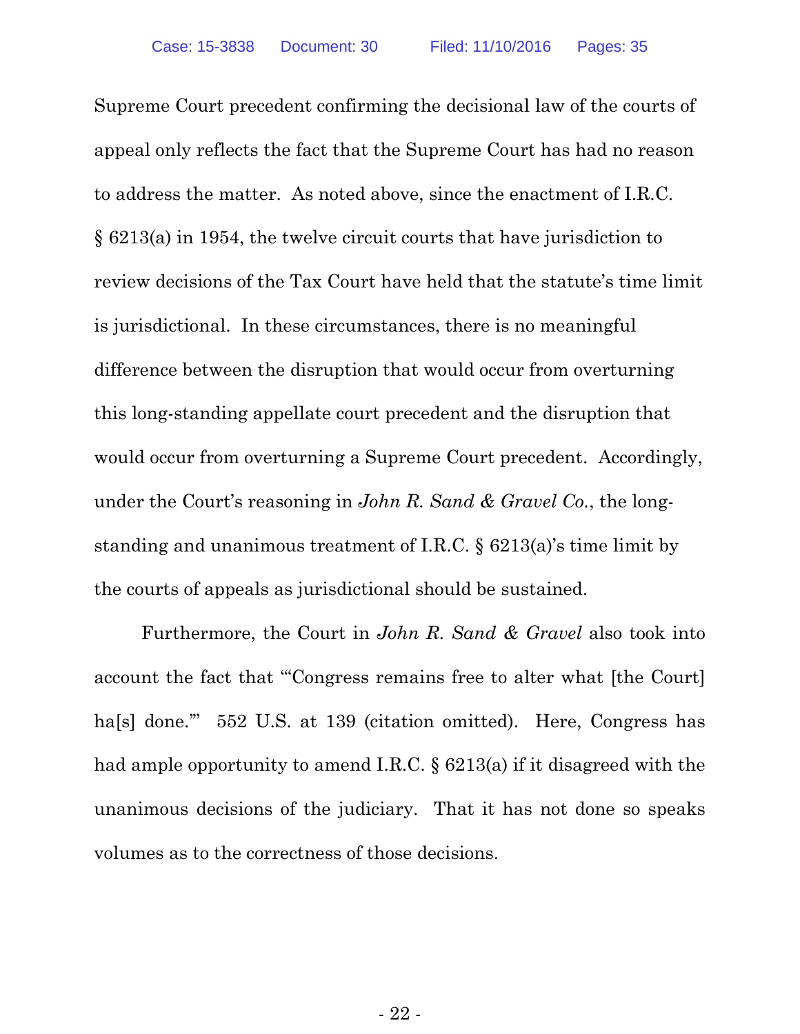Supreme Court precedent confirming the decisional law of the courts of appeal only reflects the fact that the Supreme Court has had no reason to address the matter. As noted above, since the enactment of I.R.C. § 6213(a) in 1954, the twelve circuit courts that have jurisdiction to review decisions of the Tax Court have held that the statute's time limit is jurisdictional. In these circumstances, there is no meaningful difference between the disruption that would occur from overturning this long-standing appellate court precedent and the disruption that would occur from overturning a Supreme Court precedent. Accordingly, under the Court's reasoning in *John R. Sand & Gravel Co.*, the long-standing and unanimous treatment of I.R.C. § 6213(a)'s time limit by the courts of appeals as jurisdictional should be sustained.

Furthermore, the Court in *John R. Sand & Gravel* also took into account the fact that "'Congress remains free to alter what [the Court] ha[s] done.'" 552 U.S. at 139 (citation omitted). Here, Congress has had ample opportunity to amend I.R.C. § 6213(a) if it disagreed with the unanimous decisions of the judiciary. That it has not done so speaks volumes as to the correctness of those decisions.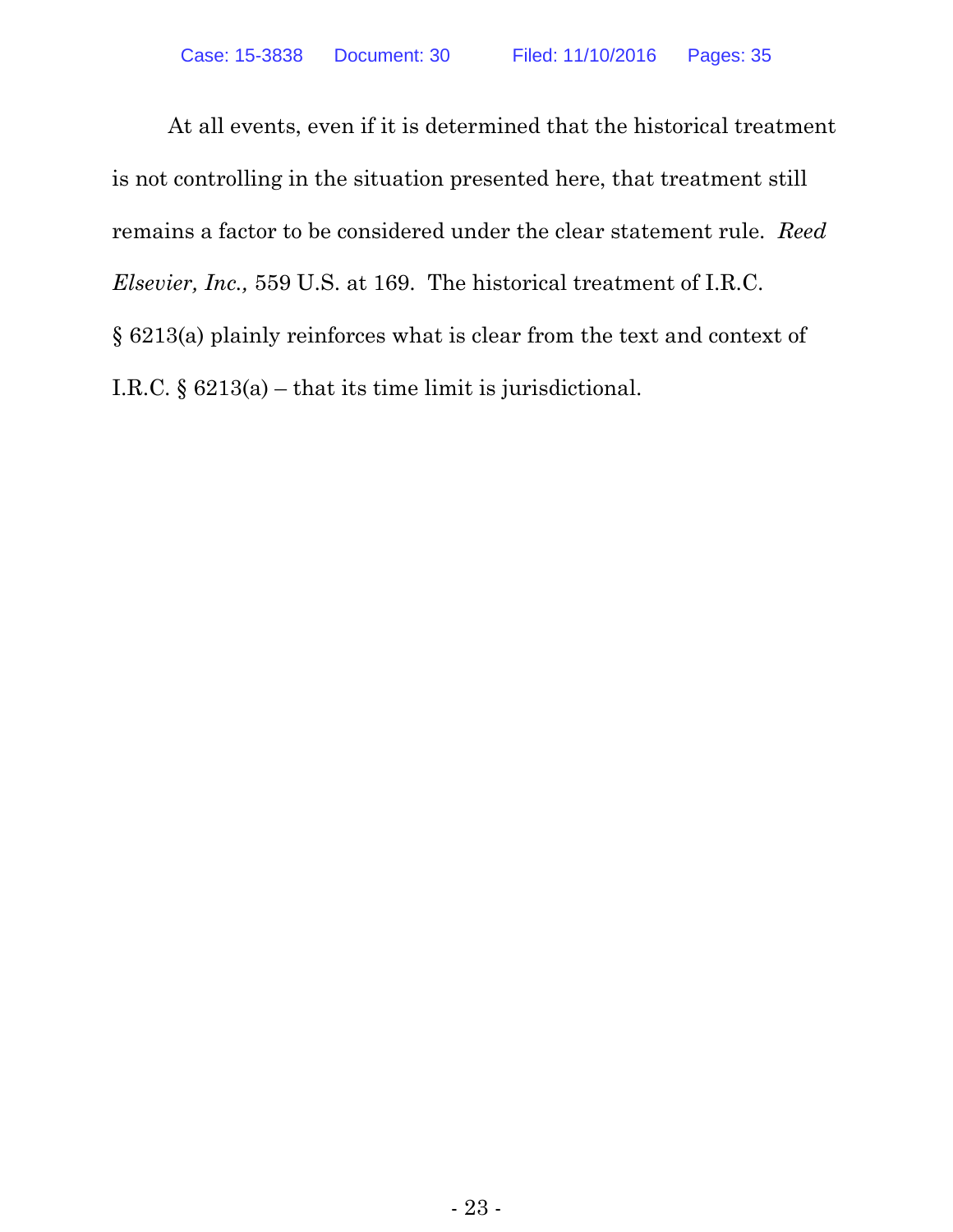At all events, even if it is determined that the historical treatment is not controlling in the situation presented here, that treatment still remains a factor to be considered under the clear statement rule. *Reed Elsevier, Inc.,* 559 U.S. at 169. The historical treatment of I.R.C. § 6213(a) plainly reinforces what is clear from the text and context of I.R.C. § 6213(a) – that its time limit is jurisdictional.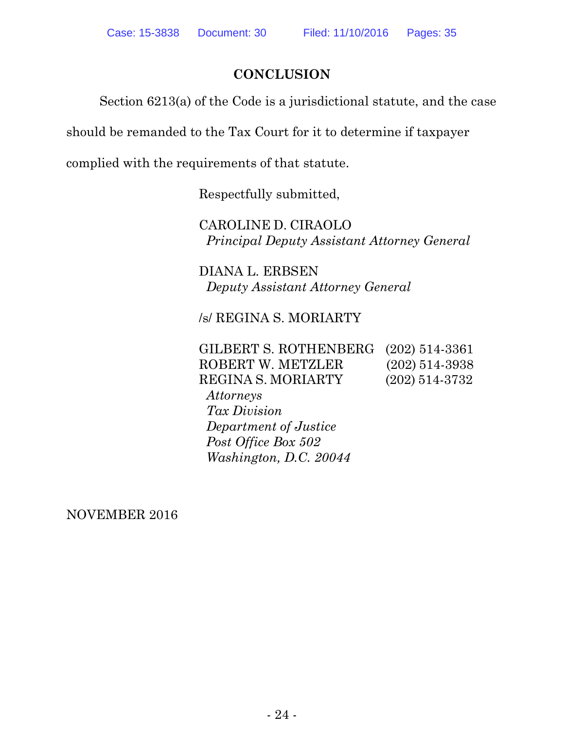## CONCLUSION

Section 6213(a) of the Code is a jurisdictional statute, and the case should be remanded to the Tax Court for it to determine if taxpayer complied with the requirements of that statute.

Respectfully submitted,

CAROLINE D. CIRAOLO
*Principal Deputy Assistant Attorney General*

DIANA L. ERBSEN
*Deputy Assistant Attorney General*

/s/ REGINA S. MORIARTY

GILBERT S. ROTHENBERG (202) 514-3361
ROBERT W. METZLER (202) 514-3938
REGINA S. MORIARTY (202) 514-3732
*Attorneys*
*Tax Division*
*Department of Justice*
*Post Office Box 502*
*Washington, D.C. 20044*

NOVEMBER 2016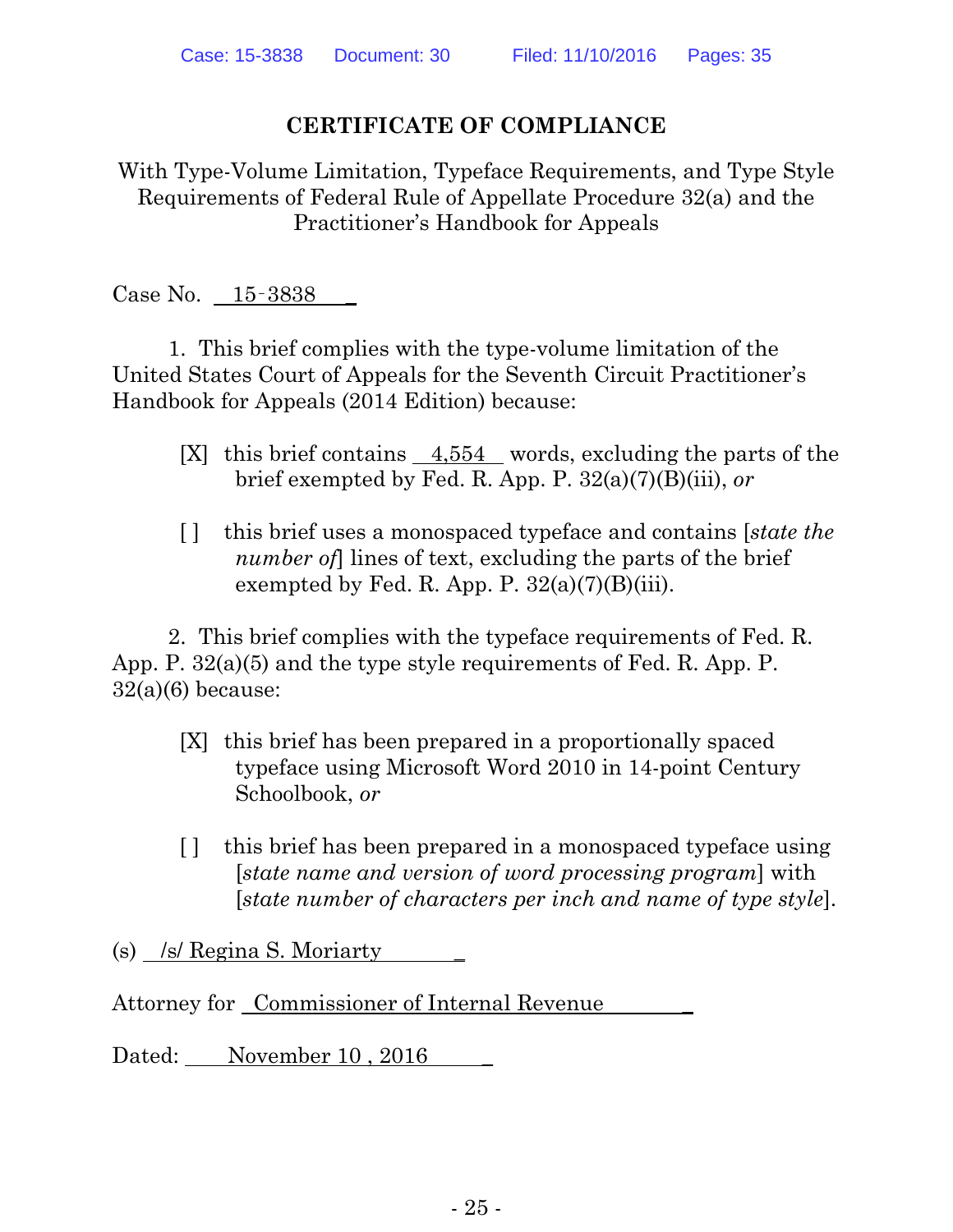# CERTIFICATE OF COMPLIANCE

With Type-Volume Limitation, Typeface Requirements, and Type Style Requirements of Federal Rule of Appellate Procedure 32(a) and the Practitioner's Handbook for Appeals

Case No. 15-3838

1. This brief complies with the type-volume limitation of the United States Court of Appeals for the Seventh Circuit Practitioner's Handbook for Appeals (2014 Edition) because:

[X] this brief contains 4,554 words, excluding the parts of the brief exempted by Fed. R. App. P. 32(a)(7)(B)(iii), *or*

[ ] this brief uses a monospaced typeface and contains [*state the number of*] lines of text, excluding the parts of the brief exempted by Fed. R. App. P. 32(a)(7)(B)(iii).

2. This brief complies with the typeface requirements of Fed. R. App. P. 32(a)(5) and the type style requirements of Fed. R. App. P. 32(a)(6) because:

[X] this brief has been prepared in a proportionally spaced typeface using Microsoft Word 2010 in 14-point Century Schoolbook, *or*

[ ] this brief has been prepared in a monospaced typeface using [*state name and version of word processing program*] with [*state number of characters per inch and name of type style*].

(s) /s/ Regina S. Moriarty

Attorney for Commissioner of Internal Revenue

Dated: November 10 , 2016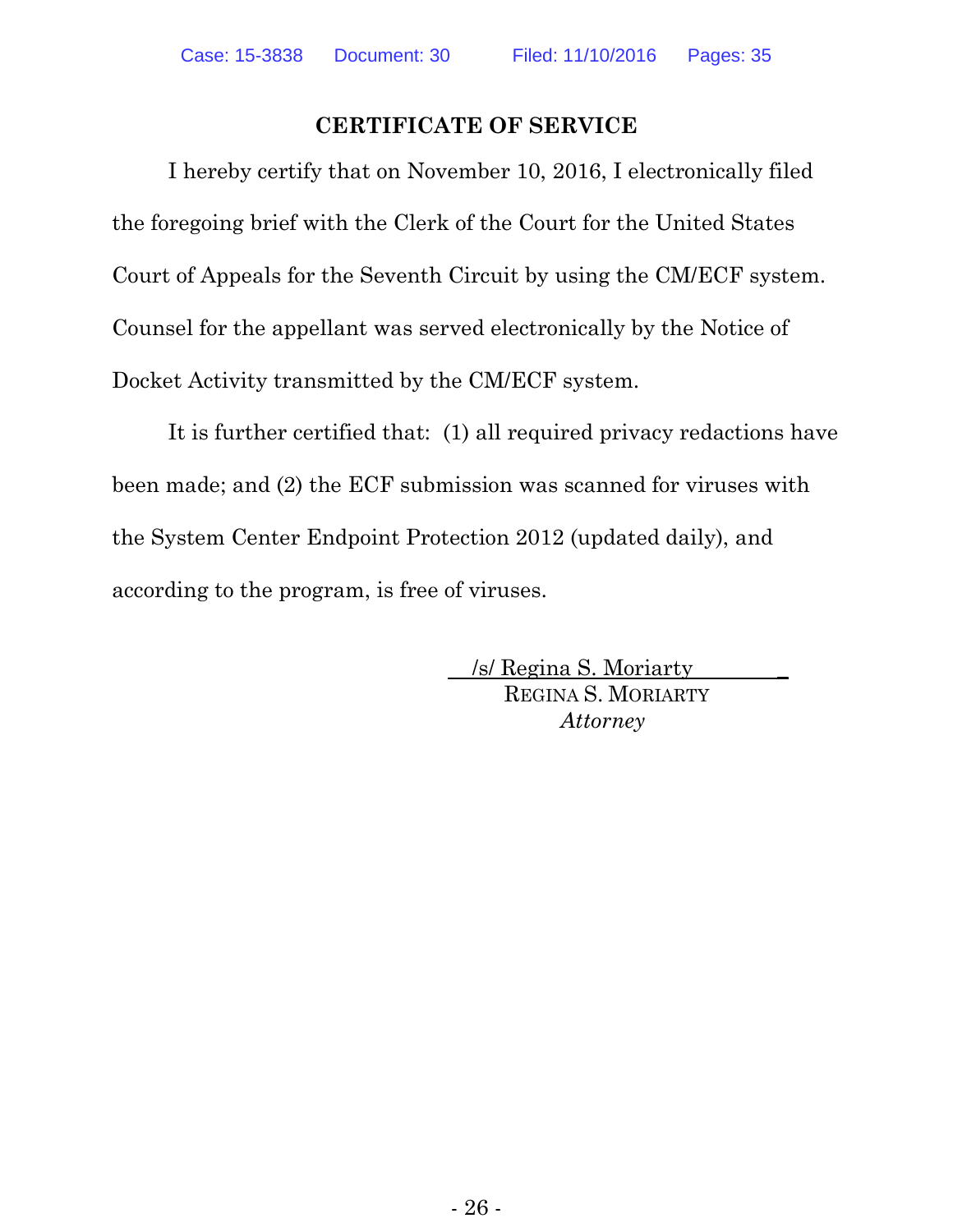## CERTIFICATE OF SERVICE

I hereby certify that on November 10, 2016, I electronically filed the foregoing brief with the Clerk of the Court for the United States Court of Appeals for the Seventh Circuit by using the CM/ECF system. Counsel for the appellant was served electronically by the Notice of Docket Activity transmitted by the CM/ECF system.

It is further certified that: (1) all required privacy redactions have been made; and (2) the ECF submission was scanned for viruses with the System Center Endpoint Protection 2012 (updated daily), and according to the program, is free of viruses.

/s/ Regina S. Moriarty
REGINA S. MORIARTY
*Attorney*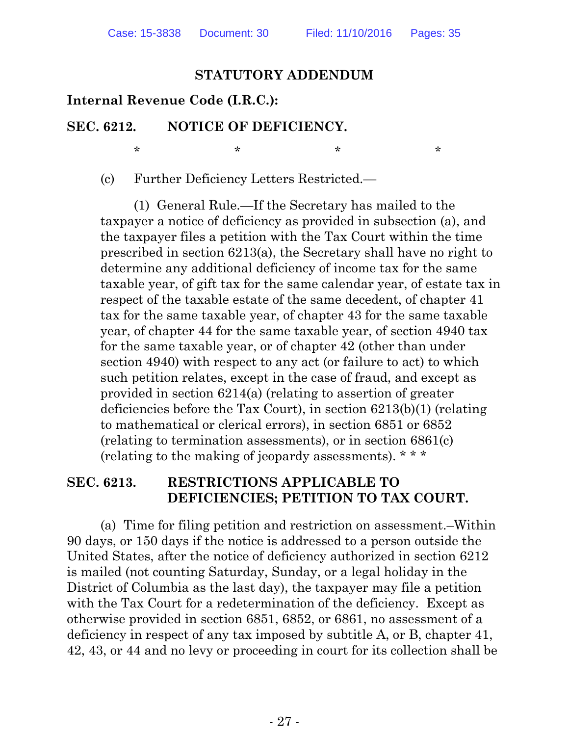## STATUTORY ADDENDUM

**Internal Revenue Code (I.R.C.):**

**SEC. 6212. NOTICE OF DEFICIENCY.**

\* \* \* \*

(c) Further Deficiency Letters Restricted.—

(1) General Rule.—If the Secretary has mailed to the taxpayer a notice of deficiency as provided in subsection (a), and the taxpayer files a petition with the Tax Court within the time prescribed in section 6213(a), the Secretary shall have no right to determine any additional deficiency of income tax for the same taxable year, of gift tax for the same calendar year, of estate tax in respect of the taxable estate of the same decedent, of chapter 41 tax for the same taxable year, of chapter 43 for the same taxable year, of chapter 44 for the same taxable year, of section 4940 tax for the same taxable year, or of chapter 42 (other than under section 4940) with respect to any act (or failure to act) to which such petition relates, except in the case of fraud, and except as provided in section 6214(a) (relating to assertion of greater deficiencies before the Tax Court), in section 6213(b)(1) (relating to mathematical or clerical errors), in section 6851 or 6852 (relating to termination assessments), or in section 6861(c) (relating to the making of jeopardy assessments). \* \* \*

**SEC. 6213. RESTRICTIONS APPLICABLE TO DEFICIENCIES; PETITION TO TAX COURT.**

(a) Time for filing petition and restriction on assessment.–Within 90 days, or 150 days if the notice is addressed to a person outside the United States, after the notice of deficiency authorized in section 6212 is mailed (not counting Saturday, Sunday, or a legal holiday in the District of Columbia as the last day), the taxpayer may file a petition with the Tax Court for a redetermination of the deficiency. Except as otherwise provided in section 6851, 6852, or 6861, no assessment of a deficiency in respect of any tax imposed by subtitle A, or B, chapter 41, 42, 43, or 44 and no levy or proceeding in court for its collection shall be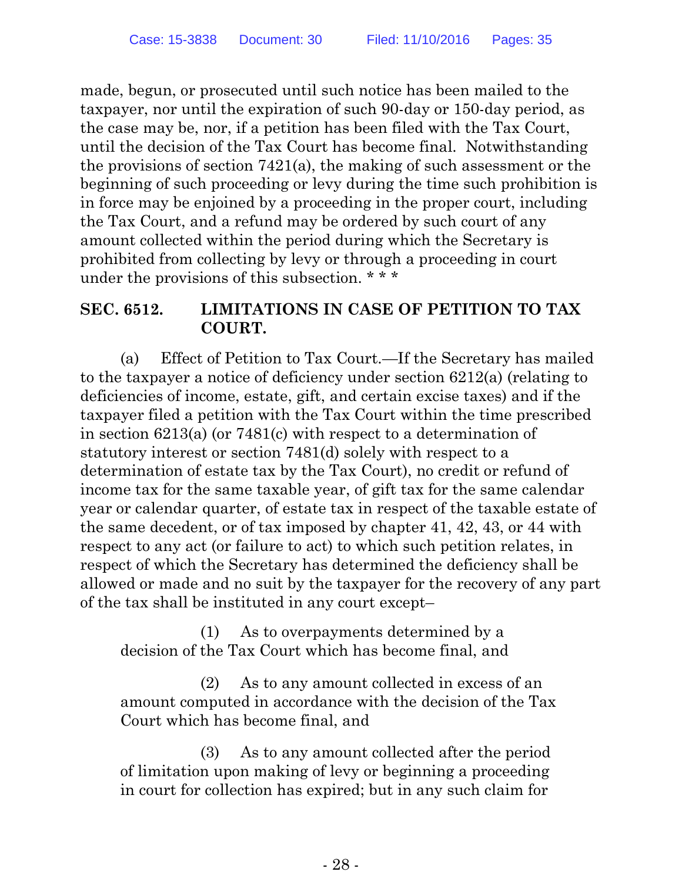made, begun, or prosecuted until such notice has been mailed to the taxpayer, nor until the expiration of such 90-day or 150-day period, as the case may be, nor, if a petition has been filed with the Tax Court, until the decision of the Tax Court has become final. Notwithstanding the provisions of section 7421(a), the making of such assessment or the beginning of such proceeding or levy during the time such prohibition is in force may be enjoined by a proceeding in the proper court, including the Tax Court, and a refund may be ordered by such court of any amount collected within the period during which the Secretary is prohibited from collecting by levy or through a proceeding in court under the provisions of this subsection. * * *

**SEC. 6512. LIMITATIONS IN CASE OF PETITION TO TAX COURT.**

(a) Effect of Petition to Tax Court.—If the Secretary has mailed to the taxpayer a notice of deficiency under section 6212(a) (relating to deficiencies of income, estate, gift, and certain excise taxes) and if the taxpayer filed a petition with the Tax Court within the time prescribed in section 6213(a) (or 7481(c) with respect to a determination of statutory interest or section 7481(d) solely with respect to a determination of estate tax by the Tax Court), no credit or refund of income tax for the same taxable year, of gift tax for the same calendar year or calendar quarter, of estate tax in respect of the taxable estate of the same decedent, or of tax imposed by chapter 41, 42, 43, or 44 with respect to any act (or failure to act) to which such petition relates, in respect of which the Secretary has determined the deficiency shall be allowed or made and no suit by the taxpayer for the recovery of any part of the tax shall be instituted in any court except–

(1) As to overpayments determined by a decision of the Tax Court which has become final, and

(2) As to any amount collected in excess of an amount computed in accordance with the decision of the Tax Court which has become final, and

(3) As to any amount collected after the period of limitation upon making of levy or beginning a proceeding in court for collection has expired; but in any such claim for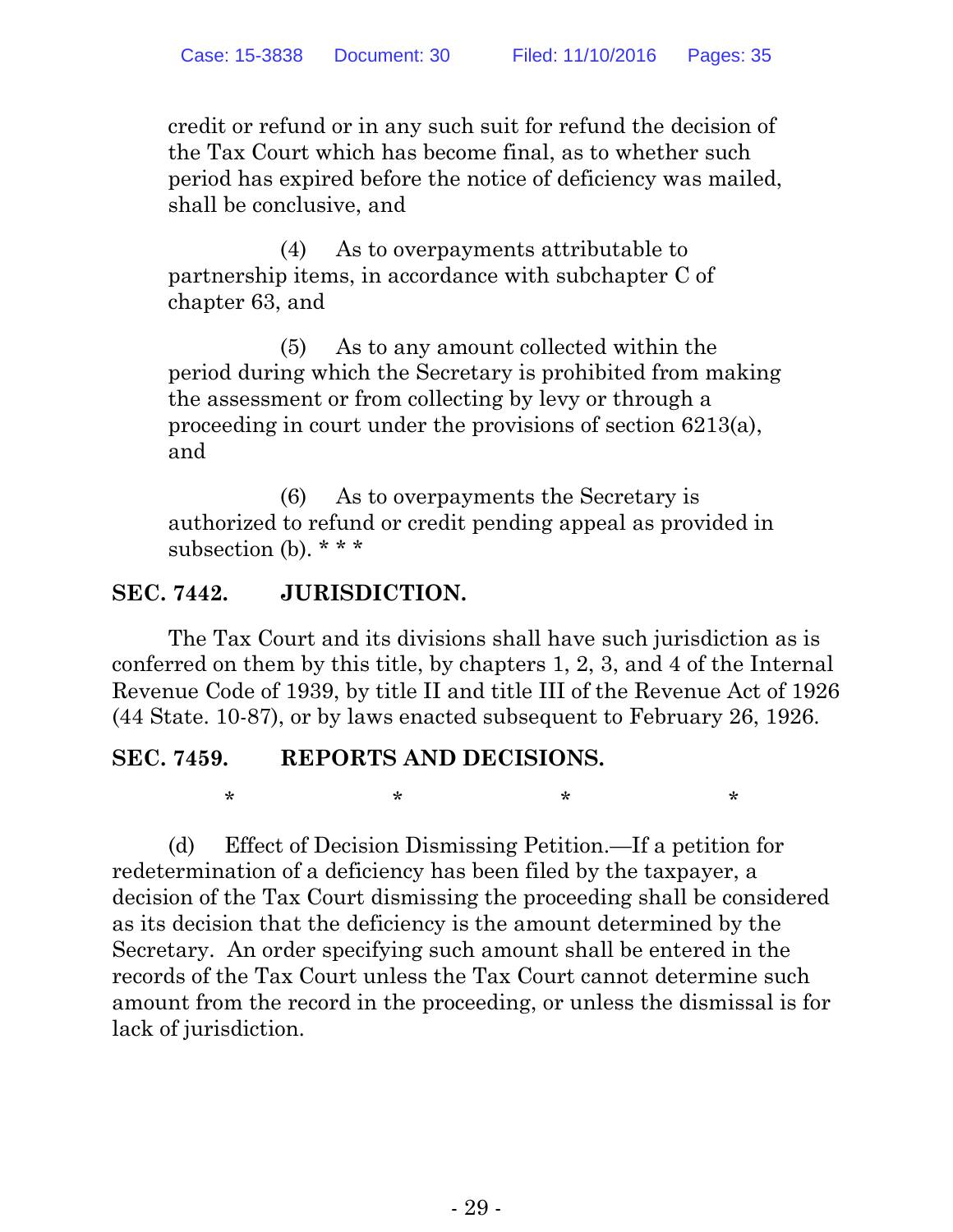credit or refund or in any such suit for refund the decision of the Tax Court which has become final, as to whether such period has expired before the notice of deficiency was mailed, shall be conclusive, and

(4) As to overpayments attributable to partnership items, in accordance with subchapter C of chapter 63, and

(5) As to any amount collected within the period during which the Secretary is prohibited from making the assessment or from collecting by levy or through a proceeding in court under the provisions of section 6213(a), and

(6) As to overpayments the Secretary is authorized to refund or credit pending appeal as provided in subsection (b). * * *

**SEC. 7442. JURISDICTION.**

The Tax Court and its divisions shall have such jurisdiction as is conferred on them by this title, by chapters 1, 2, 3, and 4 of the Internal Revenue Code of 1939, by title II and title III of the Revenue Act of 1926 (44 State. 10-87), or by laws enacted subsequent to February 26, 1926.

**SEC. 7459. REPORTS AND DECISIONS.**

\* \* \* \*

(d) Effect of Decision Dismissing Petition.—If a petition for redetermination of a deficiency has been filed by the taxpayer, a decision of the Tax Court dismissing the proceeding shall be considered as its decision that the deficiency is the amount determined by the Secretary. An order specifying such amount shall be entered in the records of the Tax Court unless the Tax Court cannot determine such amount from the record in the proceeding, or unless the dismissal is for lack of jurisdiction.